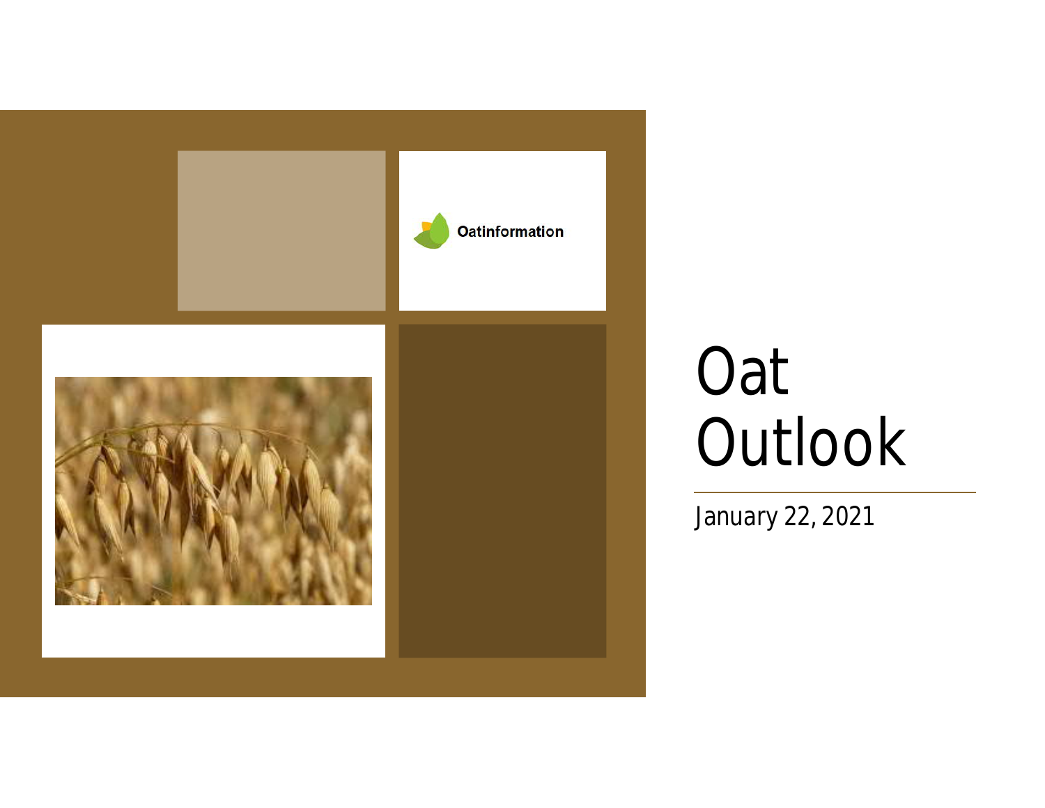Oatinformation

# Oat Outlook

January 22, 2021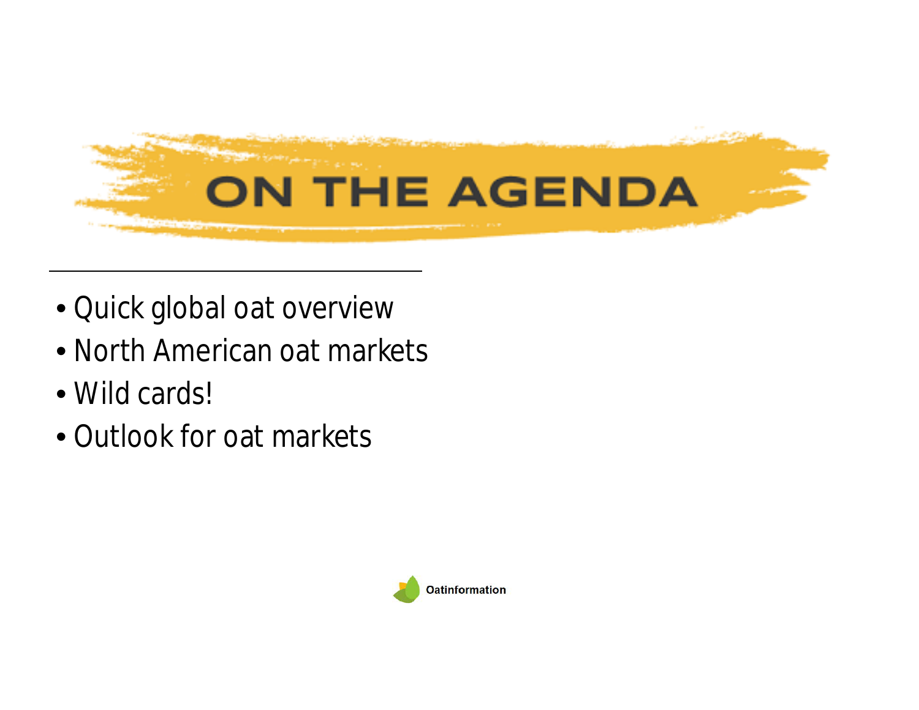# ON THE AGENDA

- Quick global oat overview
- North American oat markets
- Wild cards!
- Outlook for oat markets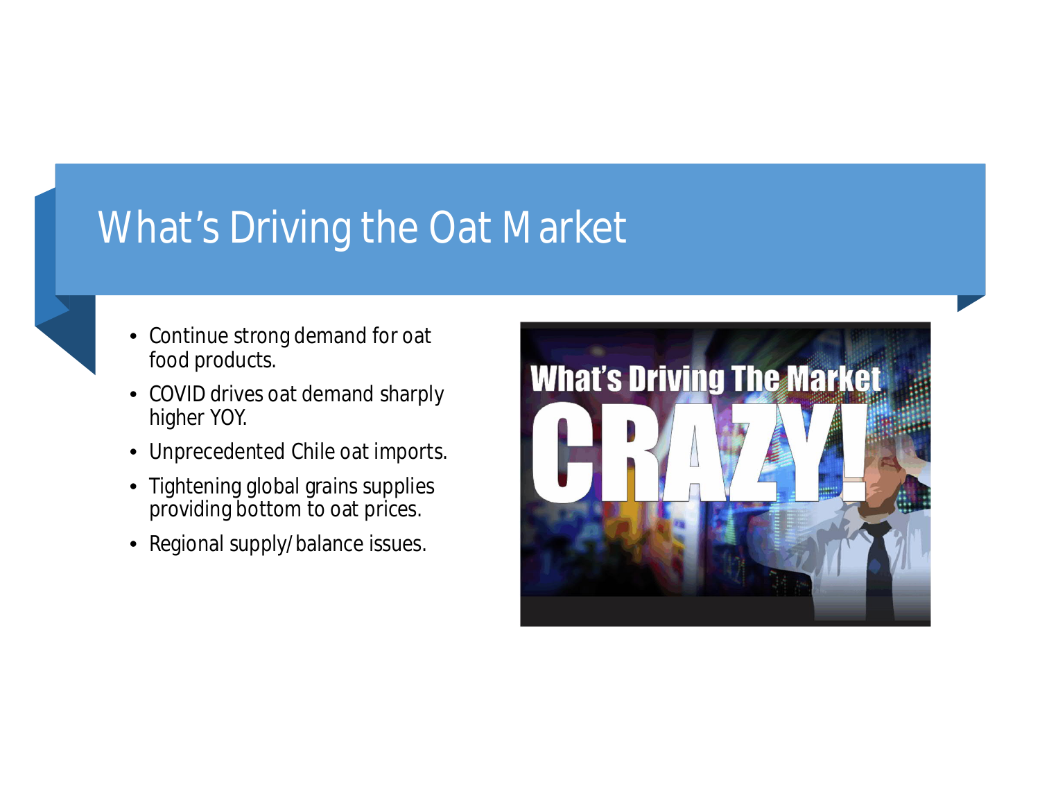# What's Driving the Oat Market

- Continue strong demand for oat food products.
- COVID drives oat demand sharply higher YOY.
- Unprecedented Chile oat imports.
- Tightening global grains supplies providing bottom to oat prices.
- Regional supply/balance issues.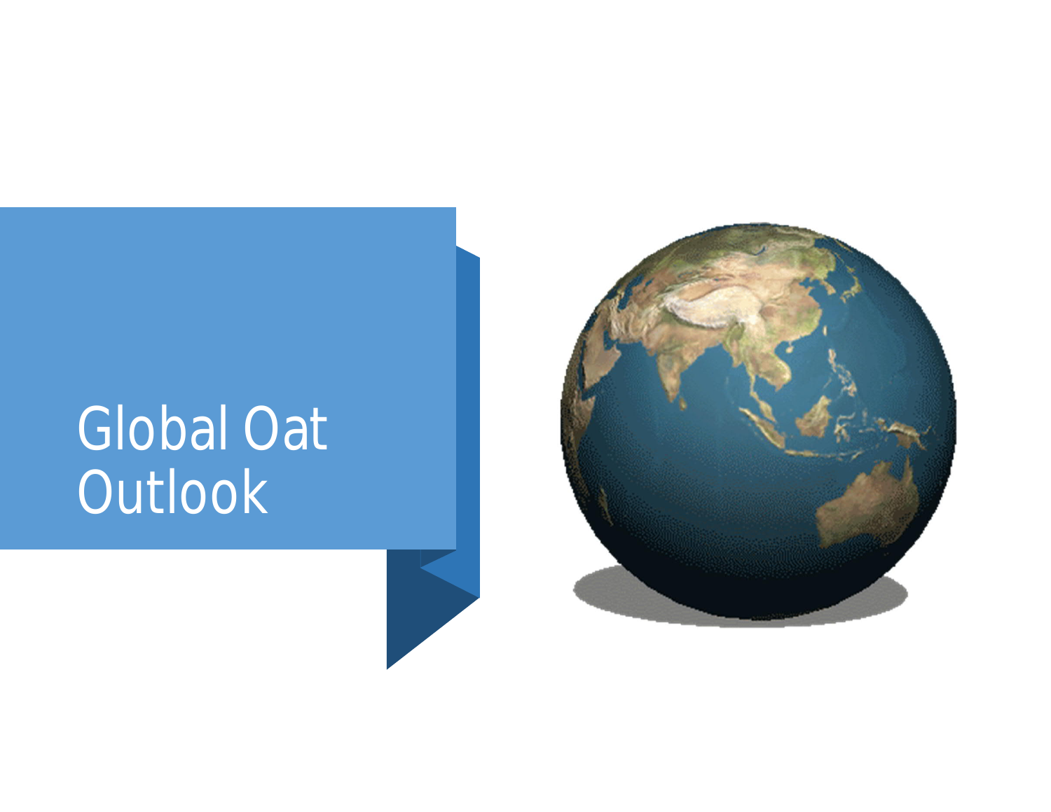# Global Oat Outlook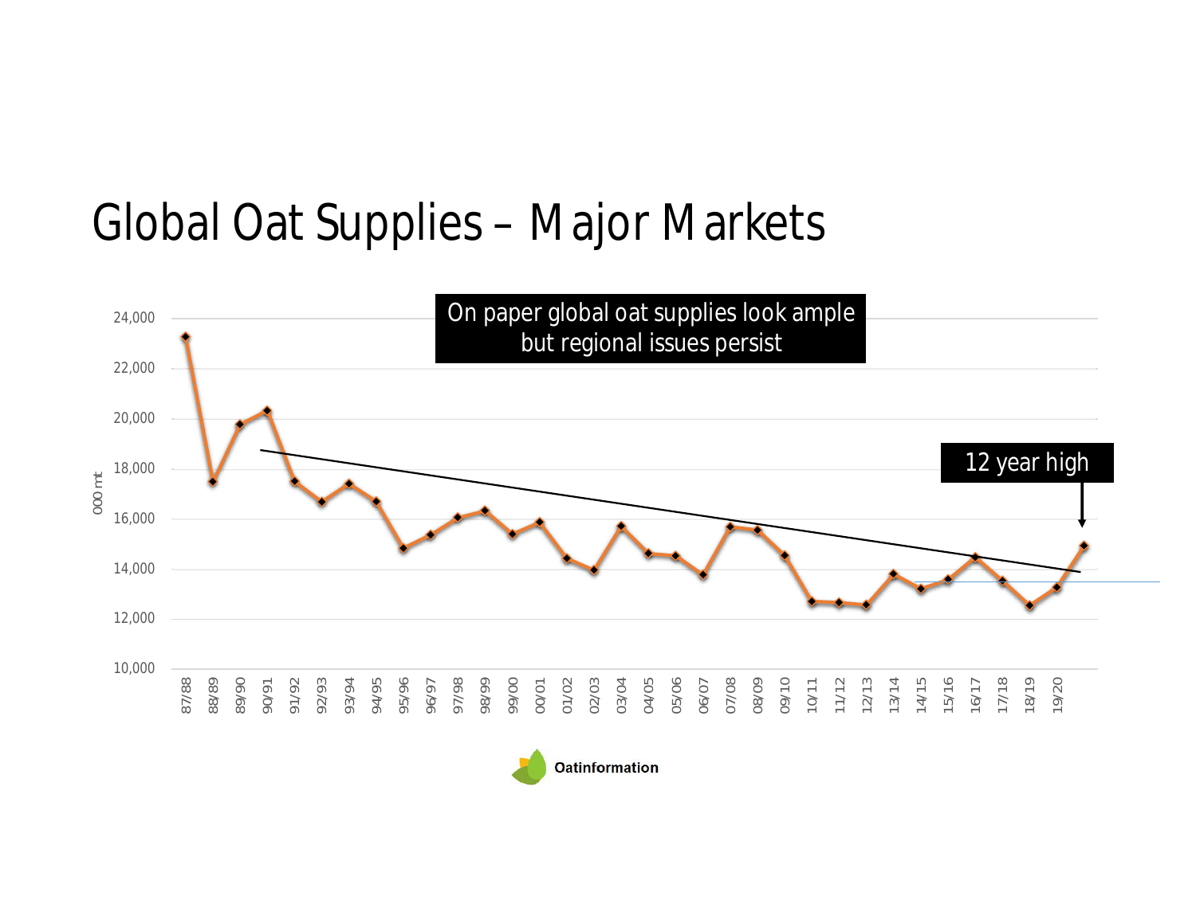# Global Oat Supplies – Major Markets

On paper global oat supplies look ample but regional issues persist

12 year high

000 mt

24,000
22,000
20,000
18,000
16,000
14,000
12,000
10,000

87/88 88/89 89/90 90/91 91/92 92/93 93/94 94/95 95/96 96/97 97/98 98/99 99/00 00/01 01/02 02/03 03/04 04/05 05/06 06/07 07/08 08/09 09/10 10/11 11/12 12/13 13/14 14/15 15/16 16/17 17/18 18/19 19/20

Oatinformation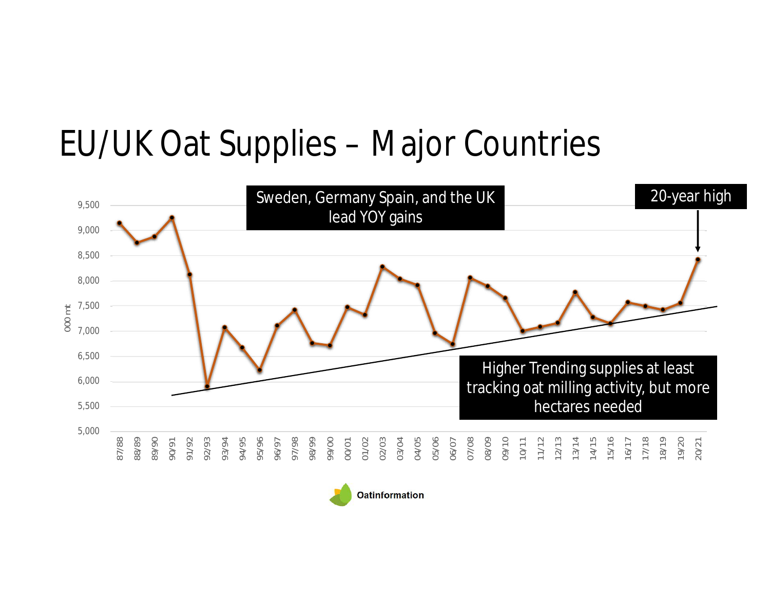# EU/UK Oat Supplies – Major Countries

Sweden, Germany Spain, and the UK lead YOY gains

20-year high

000 mt

9,500
9,000
8,500
8,000
7,500
7,000
6,500
6,000
5,500
5,000

87/88 88/89 89/90 90/91 91/92 92/93 93/94 94/95 95/96 96/97 97/98 98/99 99/00 00/01 01/02 02/03 03/04 04/05 05/06 06/07 07/08 08/09 09/10 10/11 11/12 12/13 13/14 14/15 15/16 16/17 17/18 18/19 19/20 20/21

Higher Trending supplies at least tracking oat milling activity, but more hectares needed

Oatinformation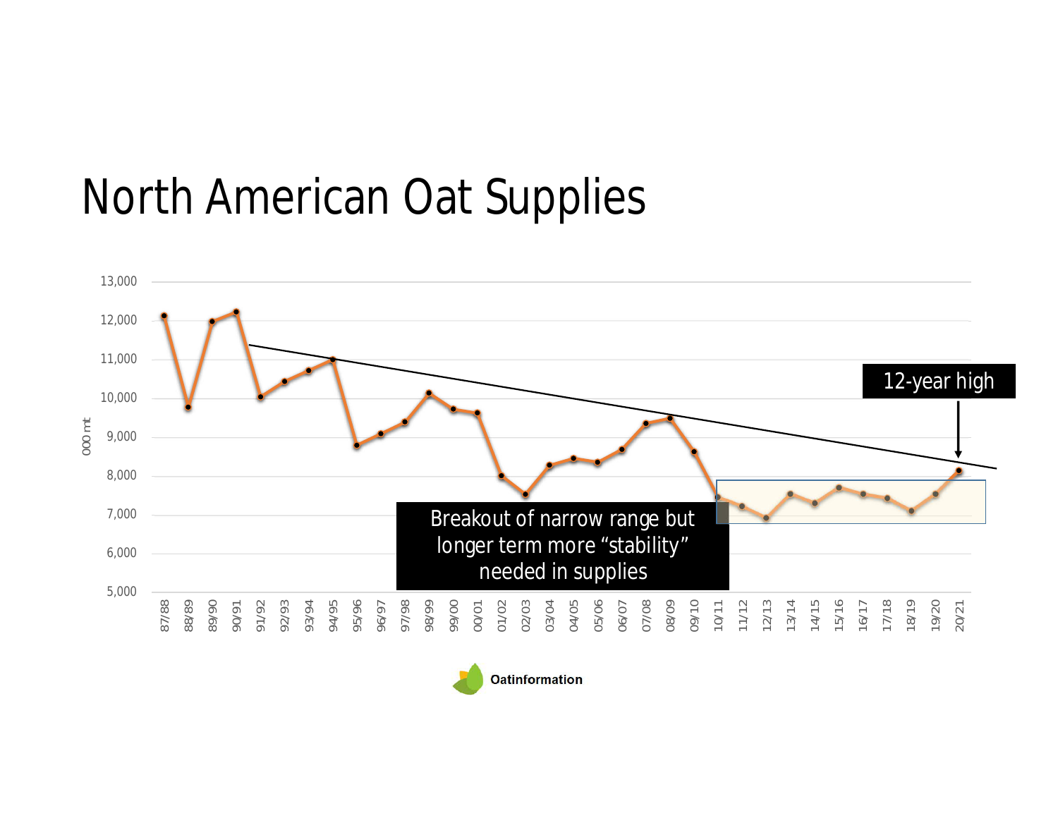# North American Oat Supplies

000 mt

13,000
12,000
11,000
10,000
9,000
8,000
7,000
6,000
5,000

87/88 88/89 89/90 90/91 91/92 92/93 93/94 94/95 95/96 96/97 97/98 98/99 99/00 00/01 01/02 02/03 03/04 04/05 05/06 06/07 07/08 08/09 09/10 10/11 11/12 12/13 13/14 14/15 15/16 16/17 17/18 18/19 19/20 20/21

12-year high

Breakout of narrow range but longer term more "stability" needed in supplies

Oatinformation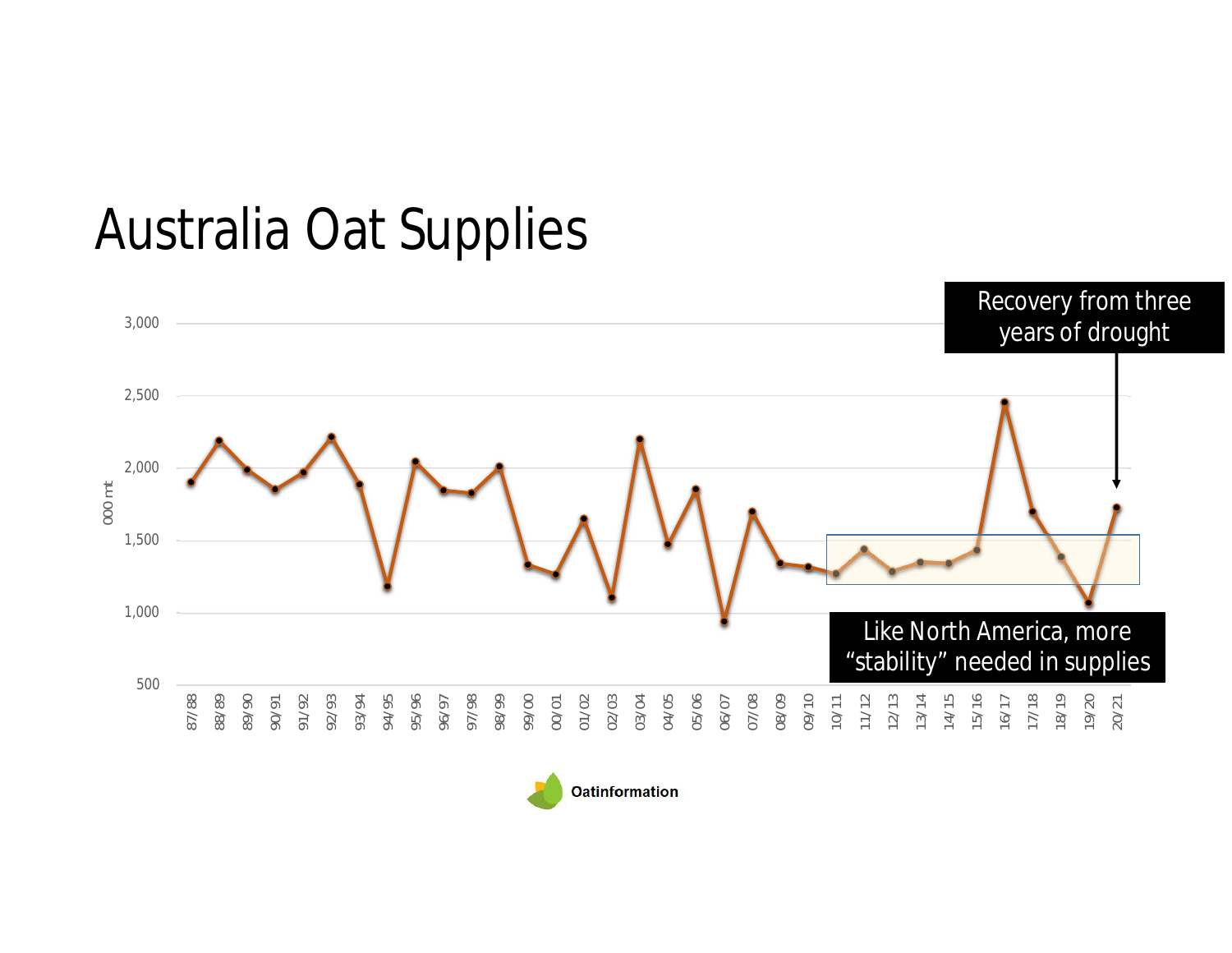# Australia Oat Supplies

Recovery from three years of drought

Like North America, more "stability" needed in supplies

000 mt

3,000
2,500
2,000
1,500
1,000
500

87/88 88/89 89/90 90/91 91/92 92/93 93/94 94/95 95/96 96/97 97/98 98/99 99/00 00/01 01/02 02/03 03/04 04/05 05/06 06/07 07/08 08/09 09/10 10/11 11/12 12/13 13/14 14/15 15/16 16/17 17/18 18/19 19/20 20/21

Oatinformation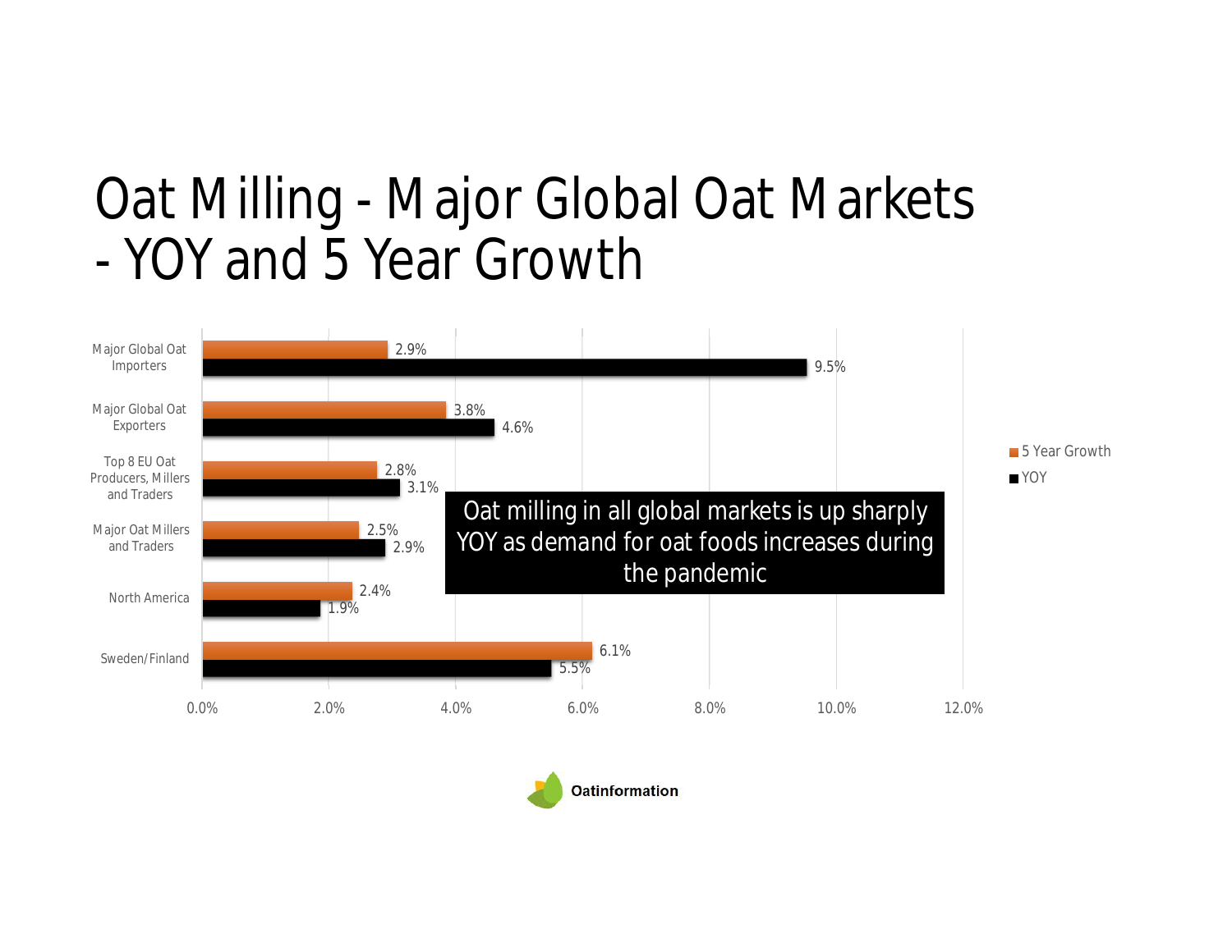# Oat Milling - Major Global Oat Markets - YOY and 5 Year Growth

| | 5 Year Growth | YOY |
|---|---|---|
| Major Global Oat Importers | 2.9% | 9.5% |
| Major Global Oat Exporters | 3.8% | 4.6% |
| Top 8 EU Oat Producers, Millers and Traders | 2.8% | 3.1% |
| Major Oat Millers and Traders | 2.5% | 2.9% |
| North America | 2.4% | 1.9% |
| Sweden/Finland | 6.1% | 5.5% |

Oat milling in all global markets is up sharply YOY as demand for oat foods increases during the pandemic

Oatinformation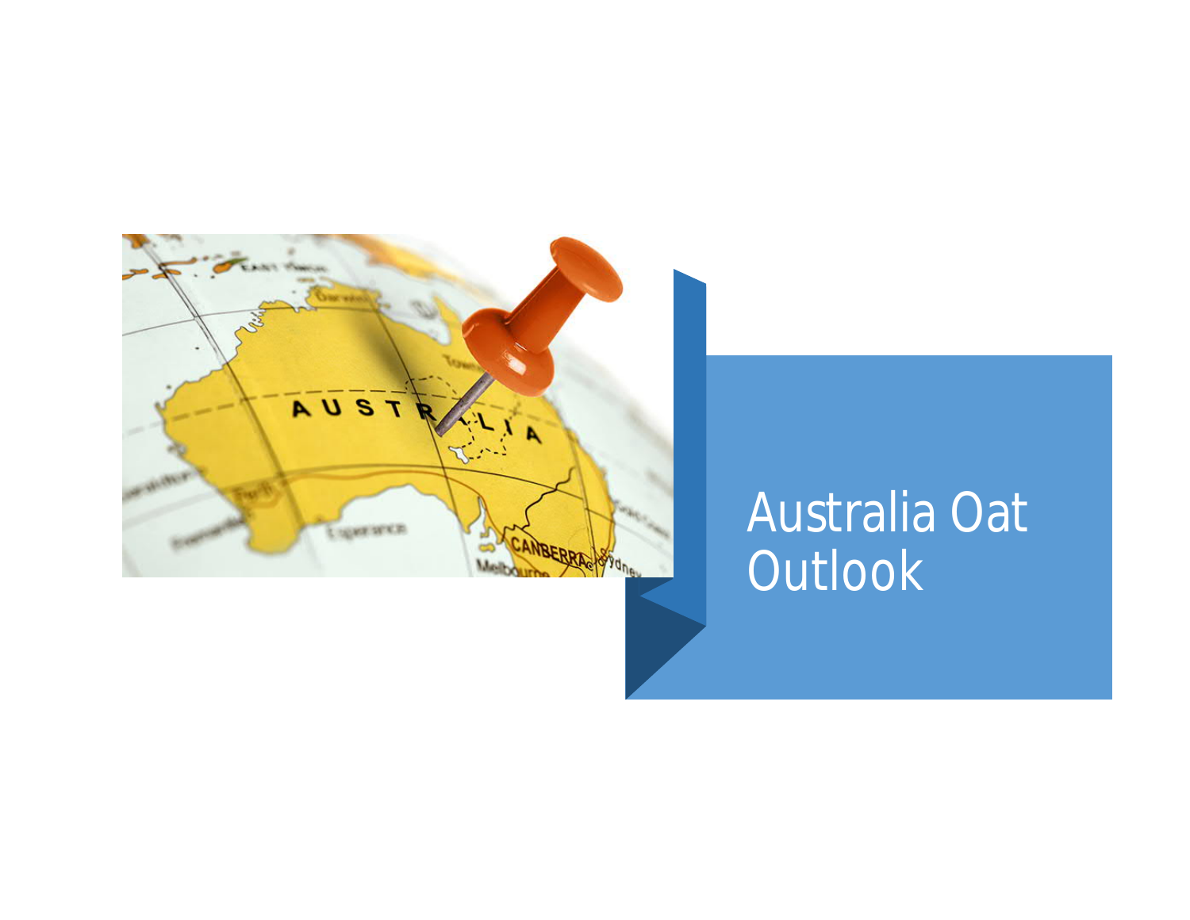# Australia Oat Outlook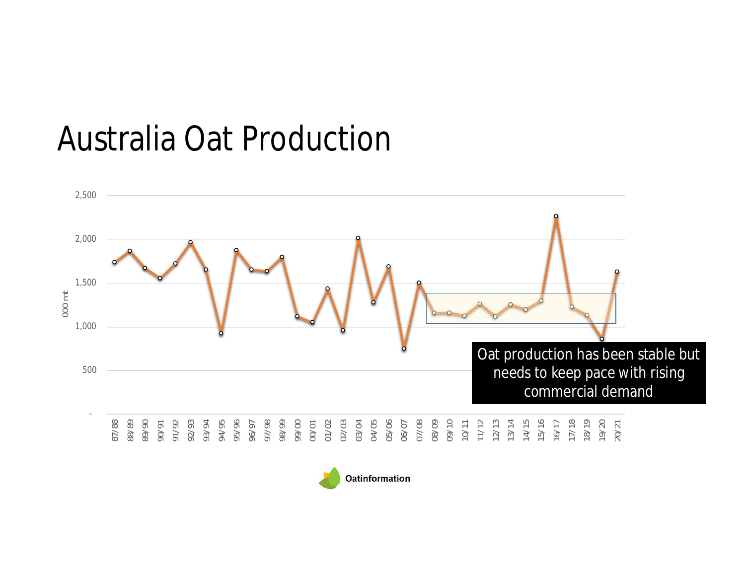# Australia Oat Production

Oat production has been stable but needs to keep pace with rising commercial demand

Oatinformation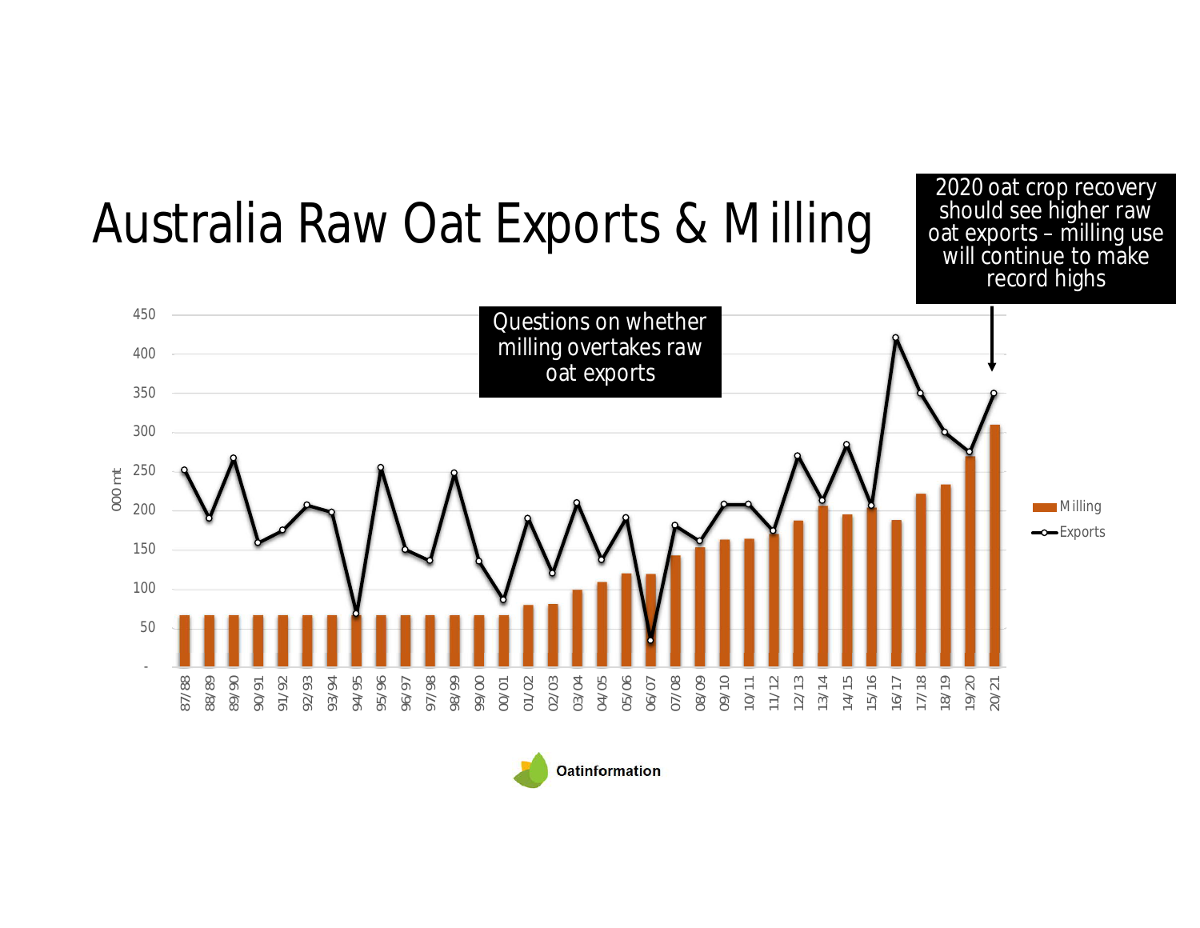# Australia Raw Oat Exports & Milling

2020 oat crop recovery should see higher raw oat exports – milling use will continue to make record highs

Questions on whether milling overtakes raw oat exports

Oatinformation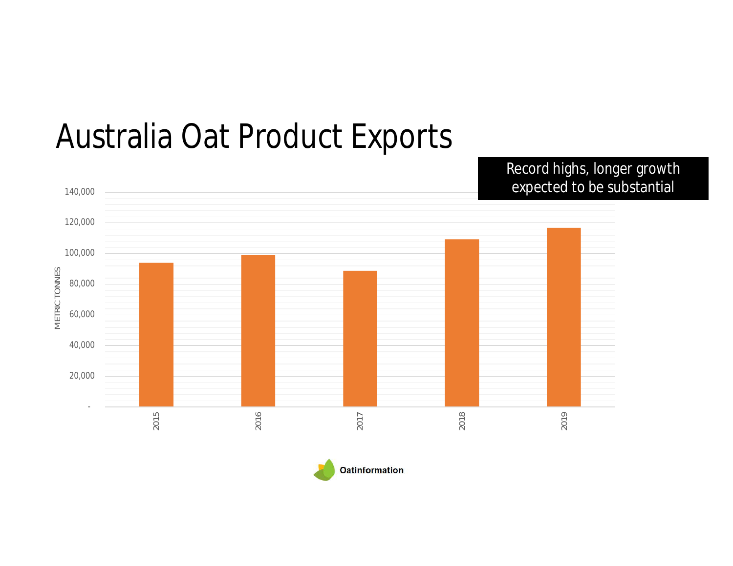# Australia Oat Product Exports

Record highs, longer growth expected to be substantial

METRIC TONNES

140,000
120,000
100,000
80,000
60,000
40,000
20,000
-

2015 2016 2017 2018 2019

Oatinformation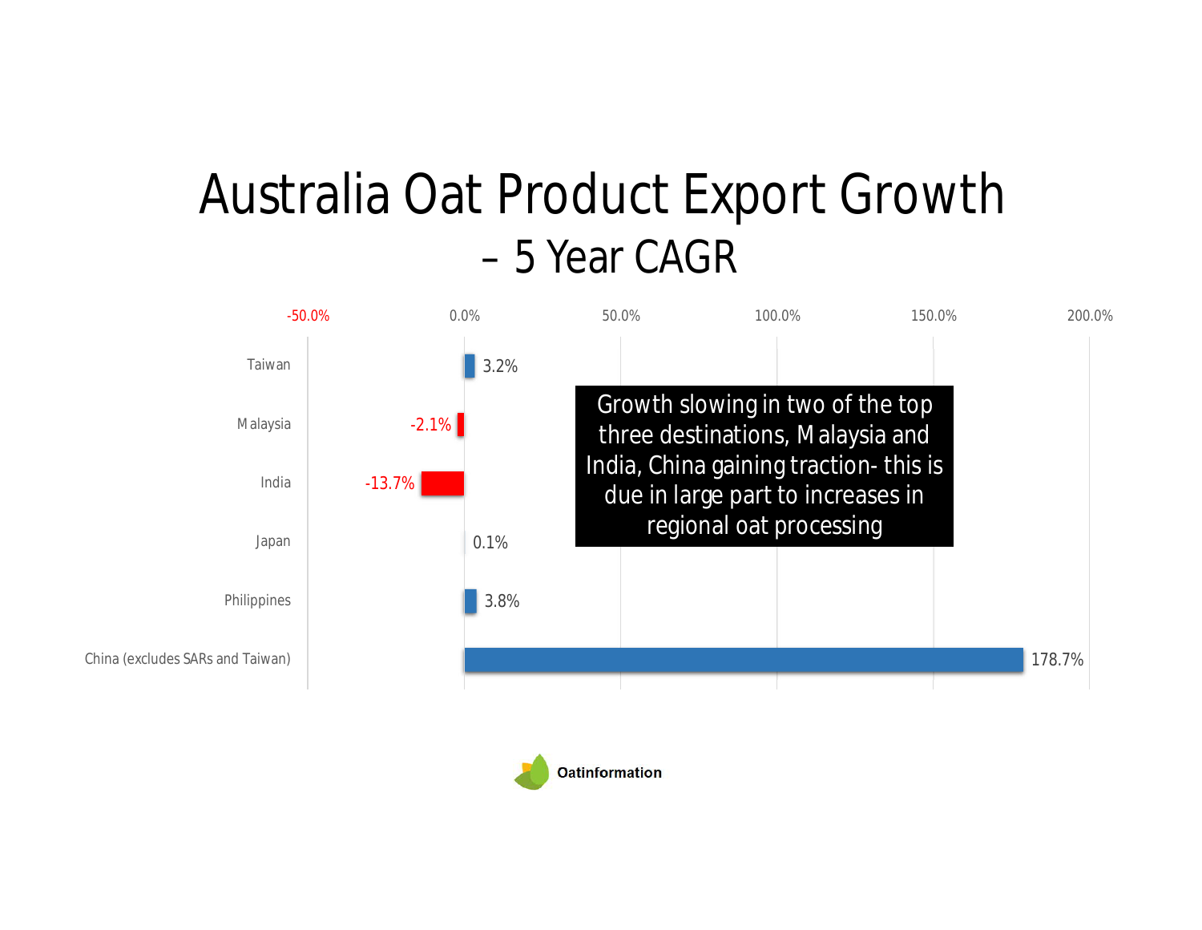# Australia Oat Product Export Growth – 5 Year CAGR

| Destination | 5 Year CAGR |
|---|---|
| Taiwan | 3.2% |
| Malaysia | -2.1% |
| India | -13.7% |
| Japan | 0.1% |
| Philippines | 3.8% |
| China (excludes SARs and Taiwan) | 178.7% |

Growth slowing in two of the top three destinations, Malaysia and India, China gaining traction- this is due in large part to increases in regional oat processing

Oatinformation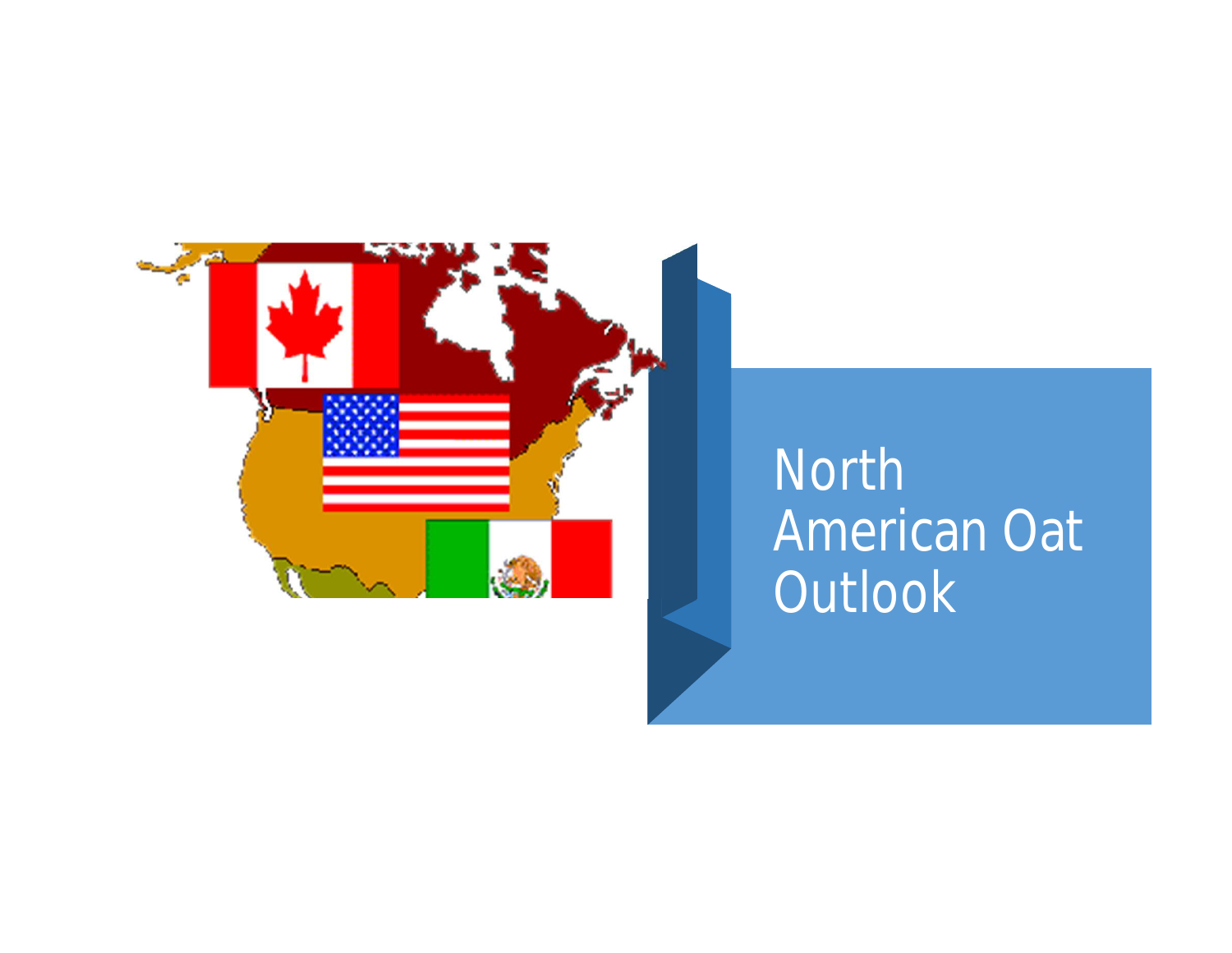# North American Oat Outlook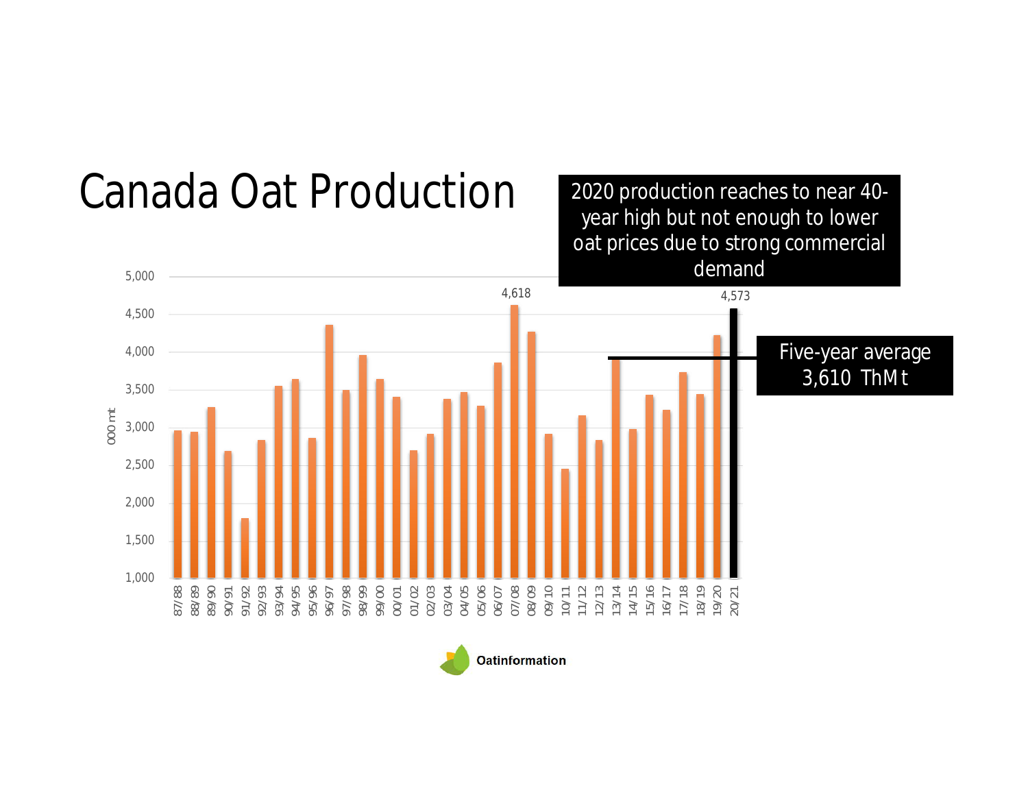# Canada Oat Production

2020 production reaches to near 40-year high but not enough to lower oat prices due to strong commercial demand

Five-year average 3,610 ThMt

000 mt

5,000
4,500
4,000
3,500
3,000
2,500
2,000
1,500
1,000

87/88 88/89 89/90 90/91 91/92 92/93 93/94 94/95 95/96 96/97 97/98 98/99 99/00 00/01 01/02 02/03 03/04 04/05 05/06 06/07 07/08 08/09 09/10 10/11 11/12 12/13 13/14 14/15 15/16 16/17 17/18 18/19 19/20 20/21

4,618

4,573

Oatinformation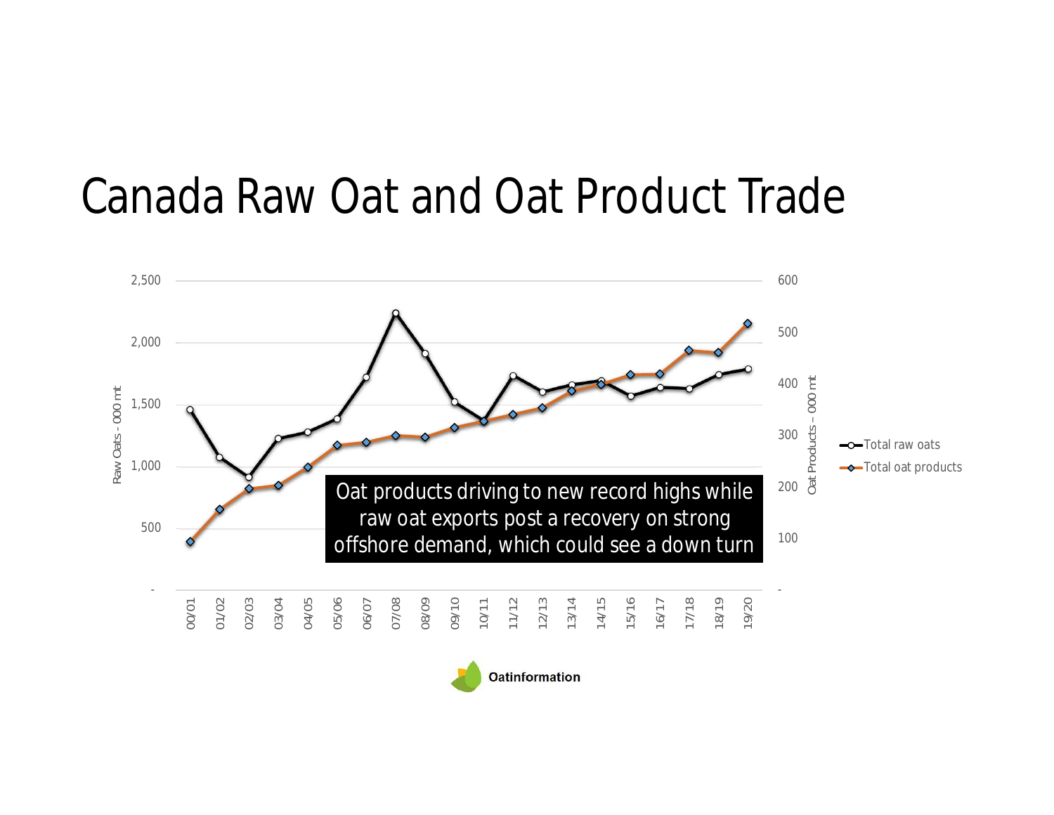# Canada Raw Oat and Oat Product Trade

Oat products driving to new record highs while raw oat exports post a recovery on strong offshore demand, which could see a down turn

Oatinformation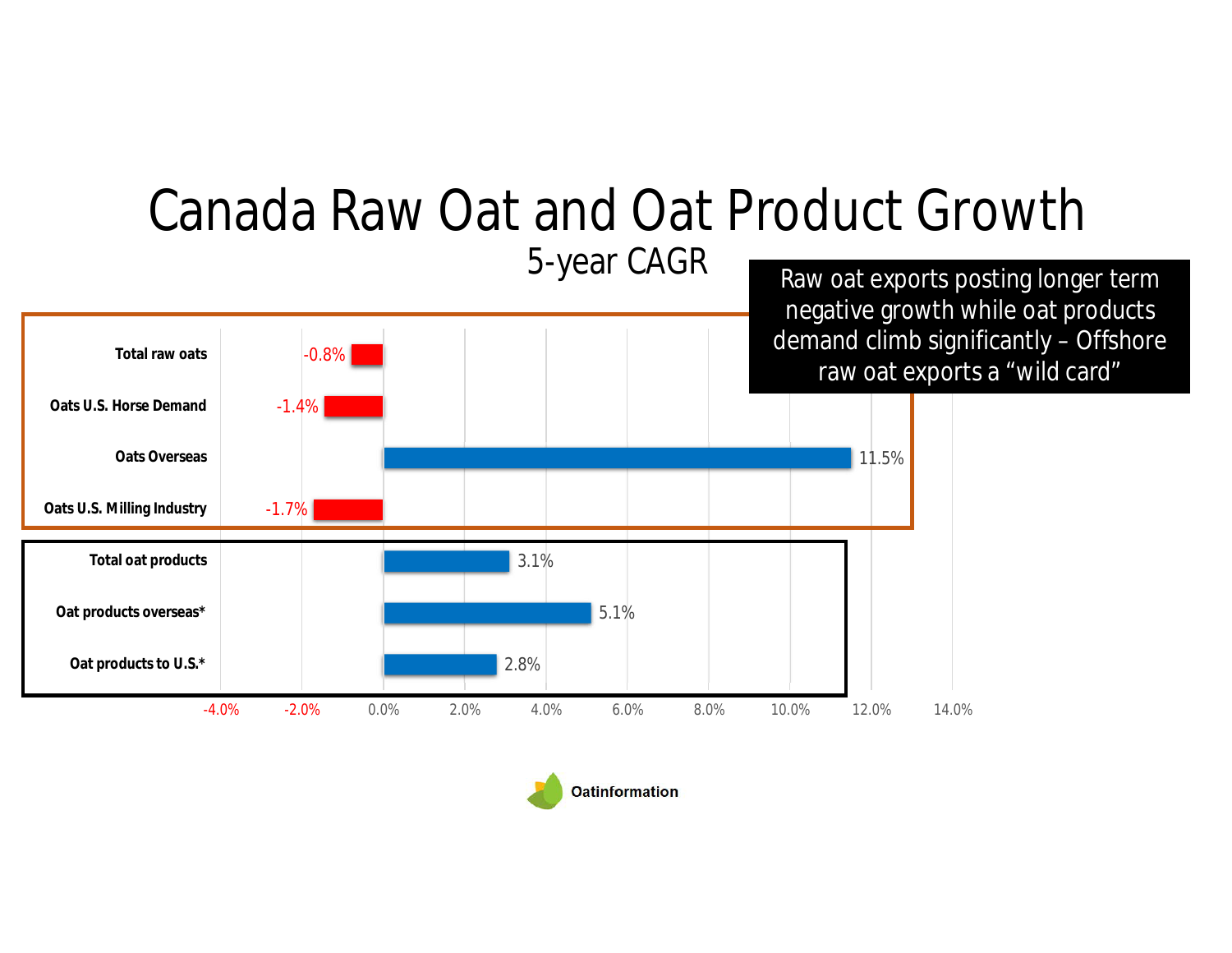# Canada Raw Oat and Oat Product Growth

## 5-year CAGR

Raw oat exports posting longer term negative growth while oat products demand climb significantly – Offshore raw oat exports a "wild card"

| Category | 5-year CAGR |
| --- | --- |
| Total raw oats | -0.8% |
| Oats U.S. Horse Demand | -1.4% |
| Oats Overseas | 11.5% |
| Oats U.S. Milling Industry | -1.7% |
| Total oat products | 3.1% |
| Oat products overseas* | 5.1% |
| Oat products to U.S.* | 2.8% |

Oatinformation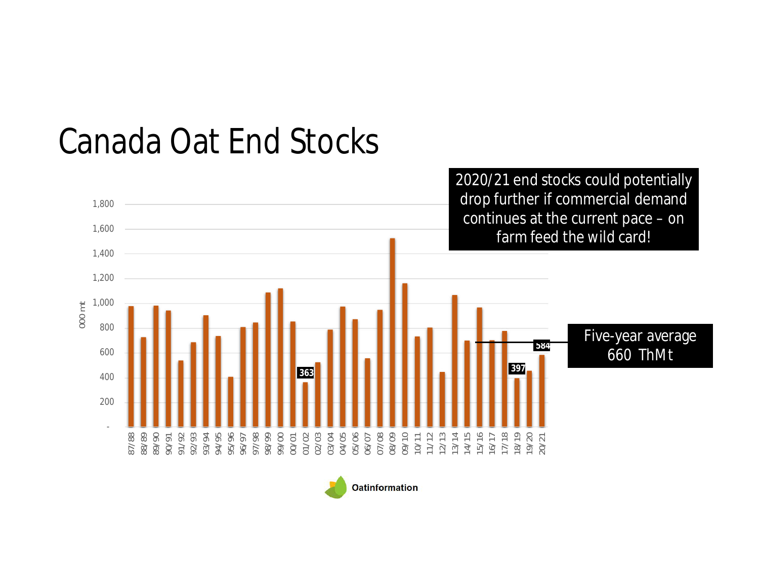# Canada Oat End Stocks

2020/21 end stocks could potentially drop further if commercial demand continues at the current pace – on farm feed the wild card!

Five-year average 660 ThMt

000 mt

1,800
1,600
1,400
1,200
1,000
800
600
400
200
-

87/88 88/89 89/90 90/91 91/92 92/93 93/94 94/95 95/96 96/97 97/98 98/99 99/00 00/01 01/02 02/03 03/04 04/05 05/06 06/07 07/08 08/09 09/10 10/11 11/12 12/13 13/14 14/15 15/16 16/17 17/18 18/19 19/20 20/21

363
397
584

Oatinformation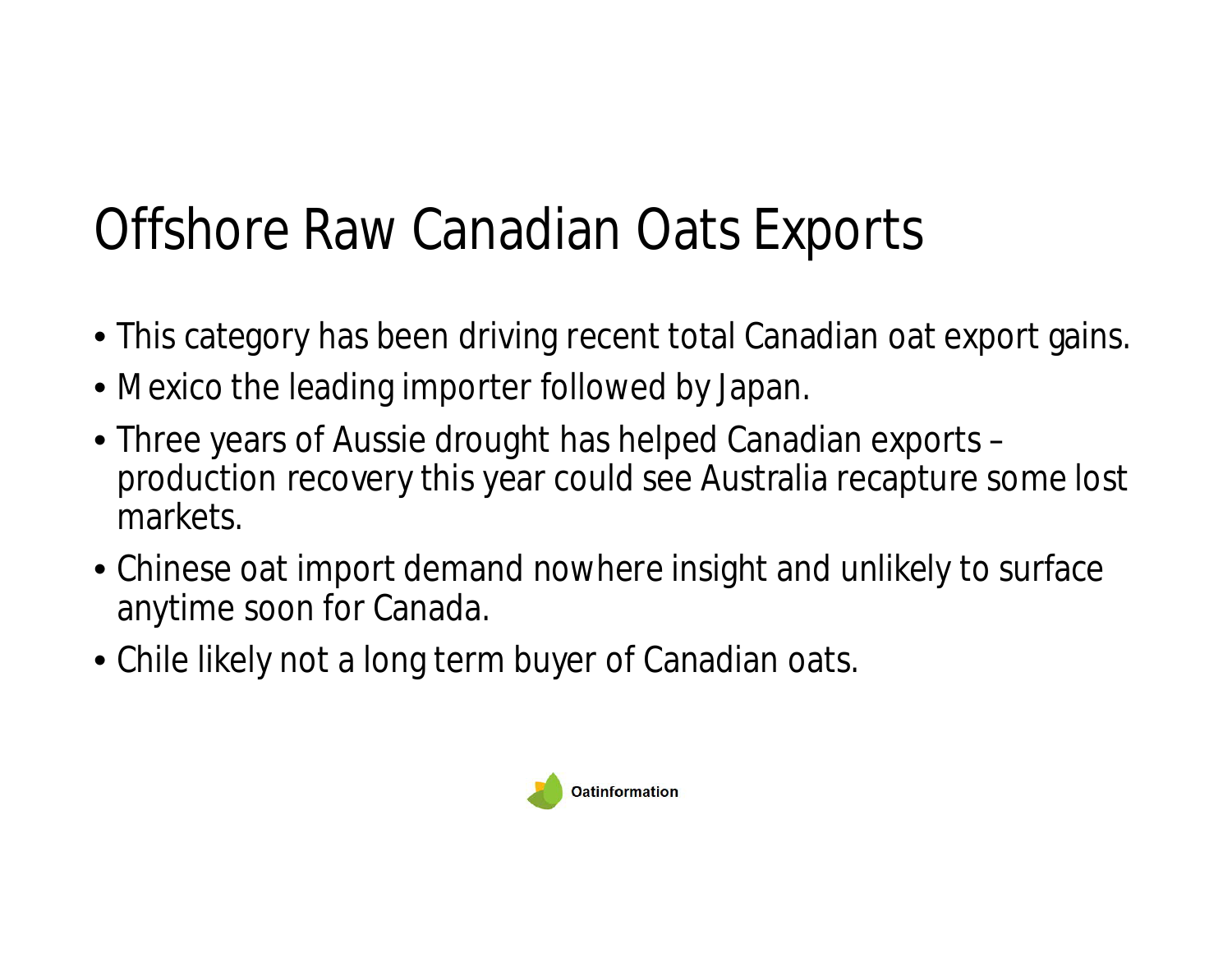# Offshore Raw Canadian Oats Exports

- This category has been driving recent total Canadian oat export gains.
- Mexico the leading importer followed by Japan.
- Three years of Aussie drought has helped Canadian exports – production recovery this year could see Australia recapture some lost markets.
- Chinese oat import demand nowhere insight and unlikely to surface anytime soon for Canada.
- Chile likely not a long term buyer of Canadian oats.

Oatinformation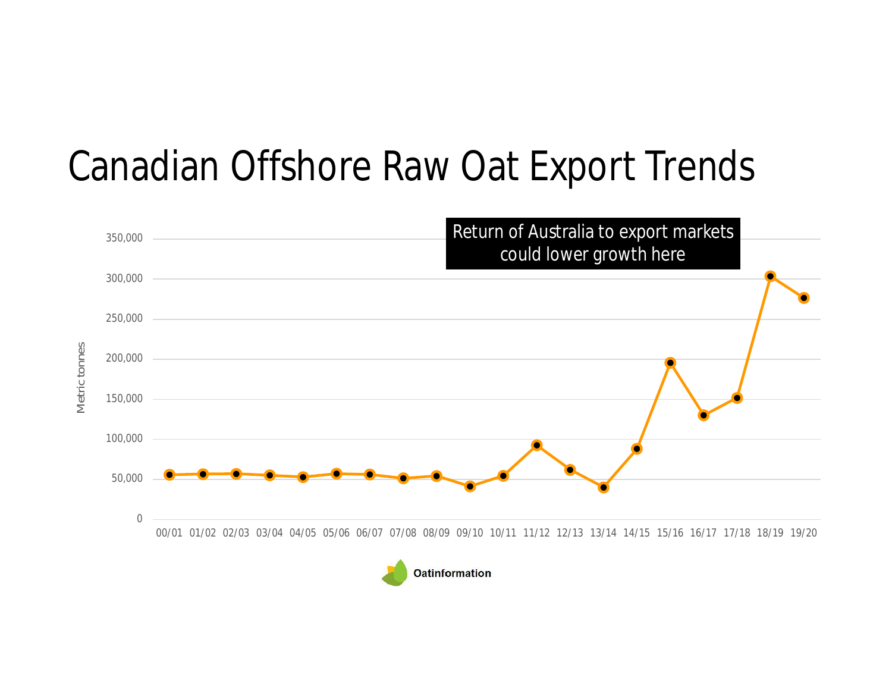# Canadian Offshore Raw Oat Export Trends

Return of Australia to export markets could lower growth here

Metric tonnes

350,000
300,000
250,000
200,000
150,000
100,000
50,000
0

00/01 01/02 02/03 03/04 04/05 05/06 06/07 07/08 08/09 09/10 10/11 11/12 12/13 13/14 14/15 15/16 16/17 17/18 18/19 19/20

Oatinformation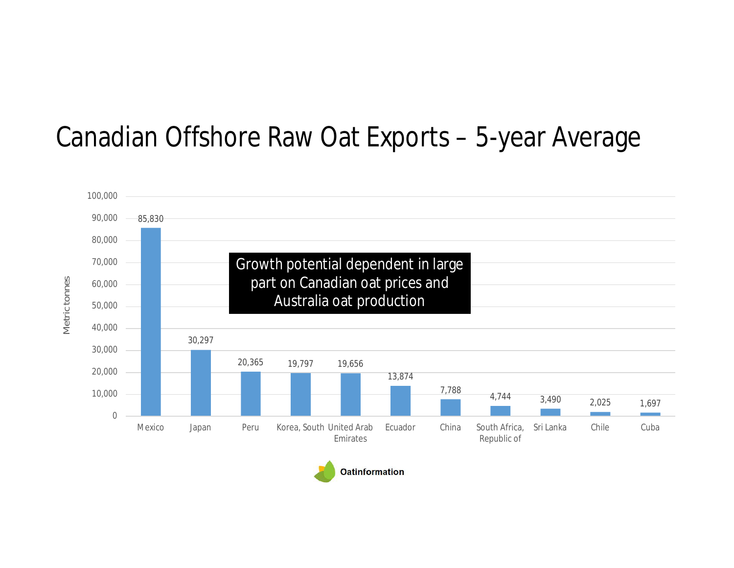# Canadian Offshore Raw Oat Exports – 5-year Average

| Country | Metric tonnes |
|---|---|
| Mexico | 85,830 |
| Japan | 30,297 |
| Peru | 20,365 |
| Korea, South | 19,797 |
| United Arab Emirates | 19,656 |
| Ecuador | 13,874 |
| China | 7,788 |
| South Africa, Republic of | 4,744 |
| Sri Lanka | 3,490 |
| Chile | 2,025 |
| Cuba | 1,697 |

**Growth potential dependent in large part on Canadian oat prices and Australia oat production**

Oatinformation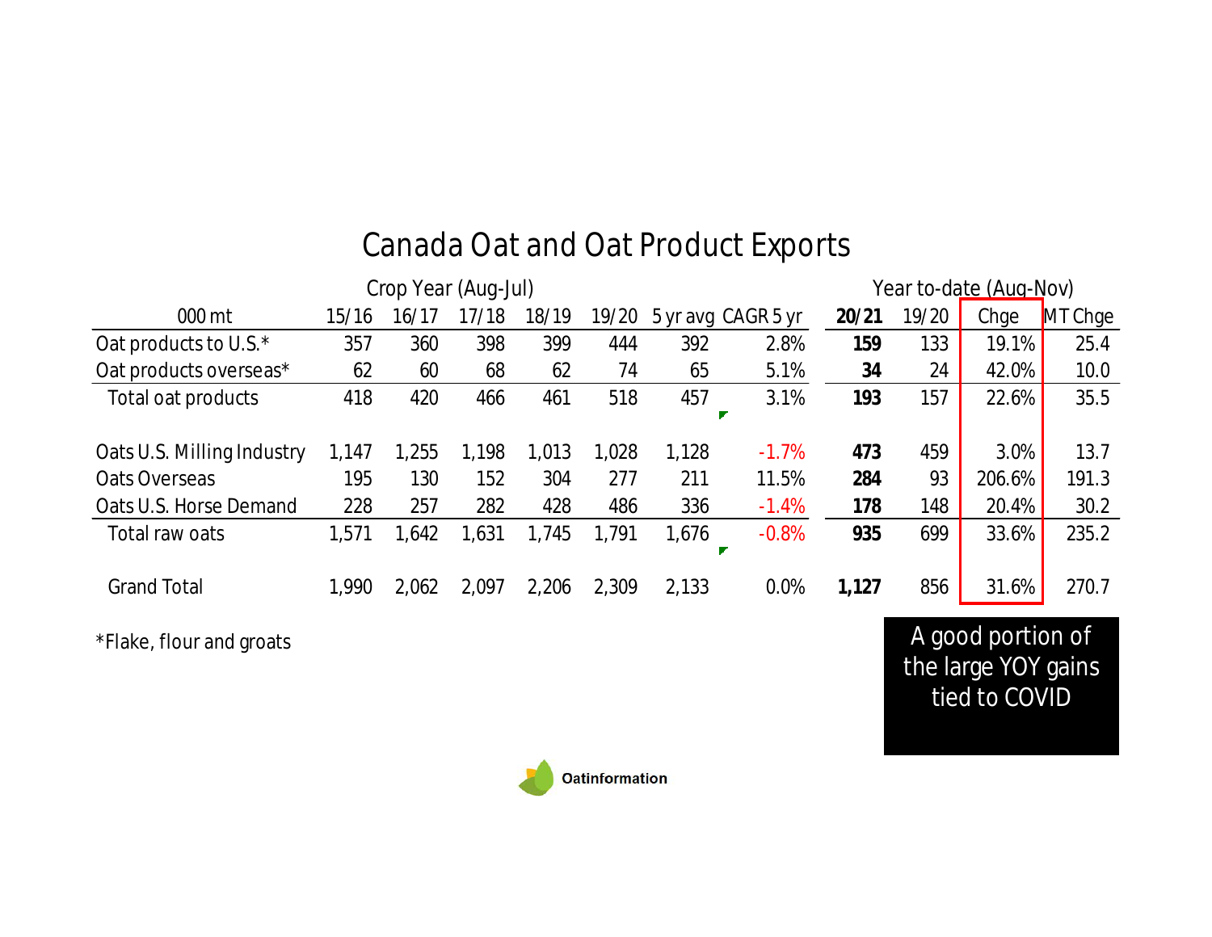# Canada Oat and Oat Product Exports

| 000 mt | Crop Year (Aug-Jul) 15/16 | 16/17 | 17/18 | 18/19 | 19/20 | 5 yr avg | CAGR 5 yr | Year to-date (Aug-Nov) **20/21** | 19/20 | Chge | MT Chge |
|---|---|---|---|---|---|---|---|---|---|---|---|
| Oat products to U.S.* | 357 | 360 | 398 | 399 | 444 | 392 | 2.8% | **159** | 133 | 19.1% | 25.4 |
| Oat products overseas* | 62 | 60 | 68 | 62 | 74 | 65 | 5.1% | **34** | 24 | 42.0% | 10.0 |
| Total oat products | 418 | 420 | 466 | 461 | 518 | 457 | 3.1% | **193** | 157 | 22.6% | 35.5 |
| | | | | | | | | | | | |
| Oats U.S. Milling Industry | 1,147 | 1,255 | 1,198 | 1,013 | 1,028 | 1,128 | -1.7% | **473** | 459 | 3.0% | 13.7 |
| Oats Overseas | 195 | 130 | 152 | 304 | 277 | 211 | 11.5% | **284** | 93 | 206.6% | 191.3 |
| Oats U.S. Horse Demand | 228 | 257 | 282 | 428 | 486 | 336 | -1.4% | **178** | 148 | 20.4% | 30.2 |
| Total raw oats | 1,571 | 1,642 | 1,631 | 1,745 | 1,791 | 1,676 | -0.8% | **935** | 699 | 33.6% | 235.2 |
| | | | | | | | | | | | |
| Grand Total | 1,990 | 2,062 | 2,097 | 2,206 | 2,309 | 2,133 | 0.0% | **1,127** | 856 | 31.6% | 270.7 |

*Flake, flour and groats

A good portion of the large YOY gains tied to COVID

Oatinformation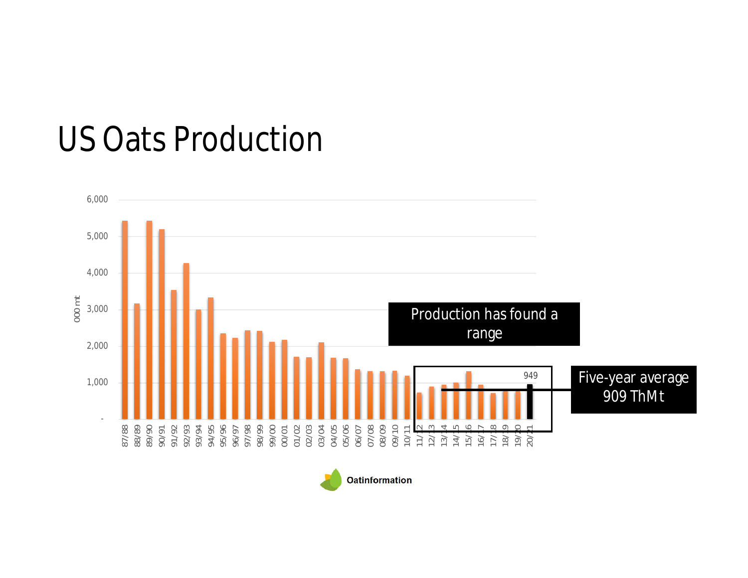# US Oats Production

000 mt

6,000
5,000
4,000
3,000
2,000
1,000
-

87/88 88/89 89/90 90/91 91/92 92/93 93/94 94/95 95/96 96/97 97/98 98/99 99/00 00/01 01/02 02/03 03/04 04/05 05/06 06/07 07/08 08/09 09/10 10/11 11/12 12/13 13/14 14/15 15/16 16/17 17/18 18/19 19/20 20/21

949

Production has found a range

Five-year average 909 ThM t

Oatinformation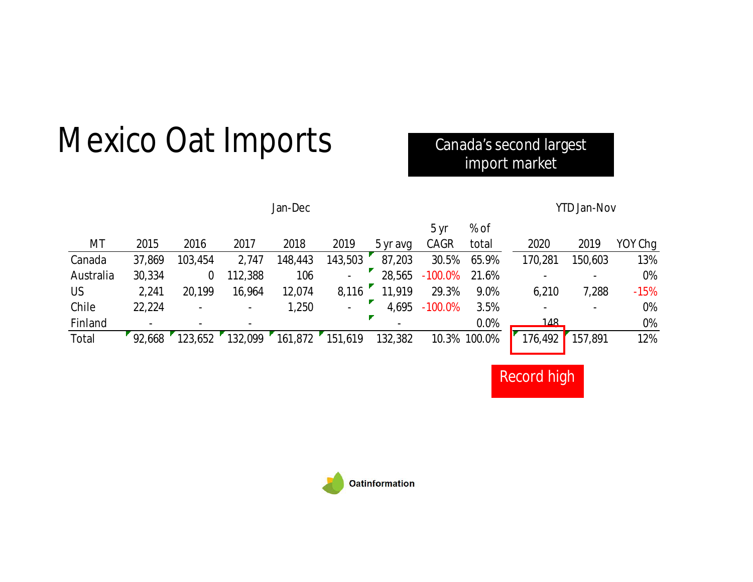# Mexico Oat Imports

Canada's second largest import market

| MT | Jan-Dec | | | | | | | | YTD Jan-Nov | | |
|---|---|---|---|---|---|---|---|---|---|---|---|
| | 2015 | 2016 | 2017 | 2018 | 2019 | 5 yr avg | 5 yr CAGR | % of total | 2020 | 2019 | YOY Chg |
| Canada | 37,869 | 103,454 | 2,747 | 148,443 | 143,503 | 87,203 | 30.5% | 65.9% | 170,281 | 150,603 | 13% |
| Australia | 30,334 | 0 | 112,388 | 106 | - | 28,565 | -100.0% | 21.6% | - | - | 0% |
| US | 2,241 | 20,199 | 16,964 | 12,074 | 8,116 | 11,919 | 29.3% | 9.0% | 6,210 | 7,288 | -15% |
| Chile | 22,224 | - | - | 1,250 | - | 4,695 | -100.0% | 3.5% | - | - | 0% |
| Finland | - | - | - | | | - | | 0.0% | 148 | | 0% |
| Total | 92,668 | 123,652 | 132,099 | 161,872 | 151,619 | 132,382 | 10.3% | 100.0% | 176,492 | 157,891 | 12% |

Record high

Oatinformation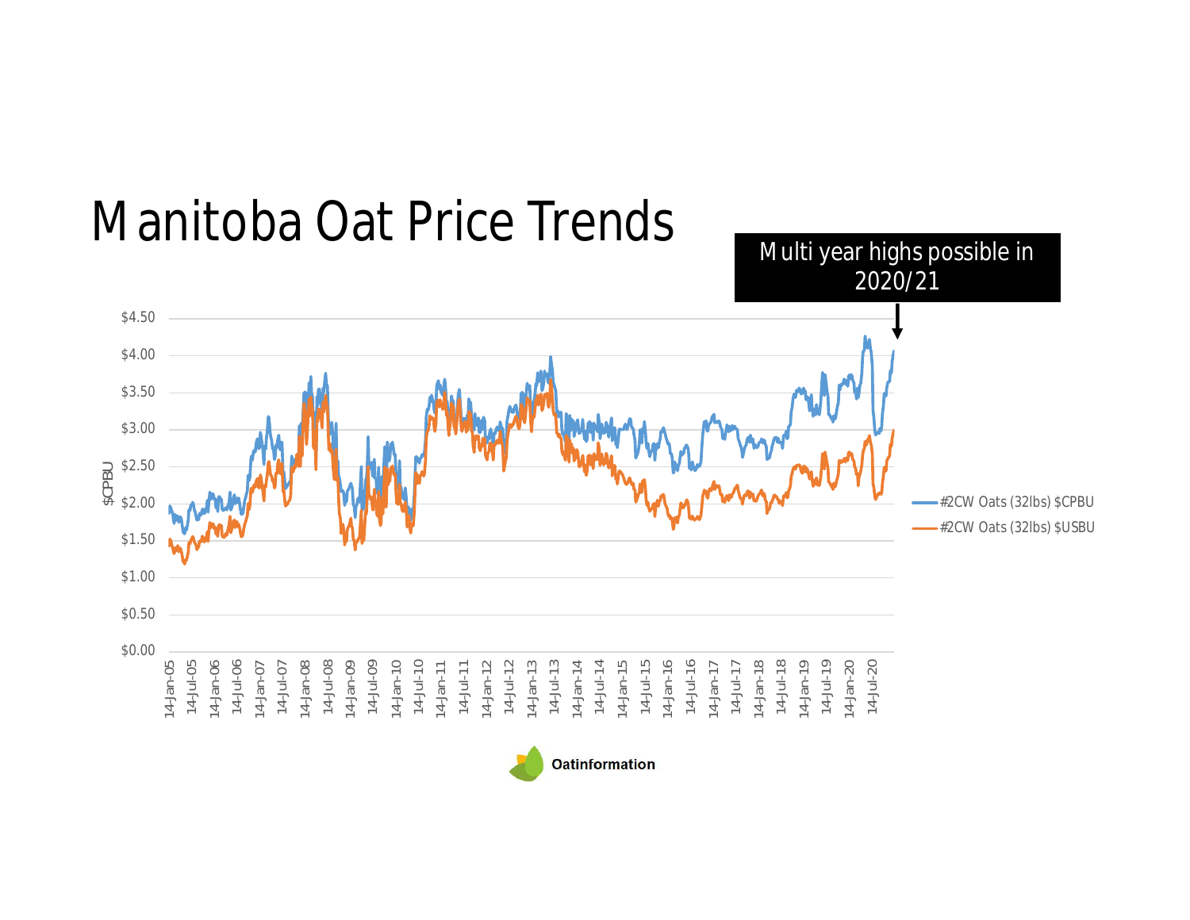# Manitoba Oat Price Trends

Multi year highs possible in 2020/21

$CPBU

$4.50
$4.00
$3.50
$3.00
$2.50
$2.00
$1.50
$1.00
$0.50
$0.00

14-Jan-05, 14-Jul-05, 14-Jan-06, 14-Jul-06, 14-Jan-07, 14-Jul-07, 14-Jan-08, 14-Jul-08, 14-Jan-09, 14-Jul-09, 14-Jan-10, 14-Jul-10, 14-Jan-11, 14-Jul-11, 14-Jan-12, 14-Jul-12, 14-Jan-13, 14-Jul-13, 14-Jan-14, 14-Jul-14, 14-Jan-15, 14-Jul-15, 14-Jan-16, 14-Jul-16, 14-Jan-17, 14-Jul-17, 14-Jan-18, 14-Jul-18, 14-Jan-19, 14-Jul-19, 14-Jan-20, 14-Jul-20

#2CW Oats (32lbs) $CPBU
#2CW Oats (32lbs) $USBU

Oatinformation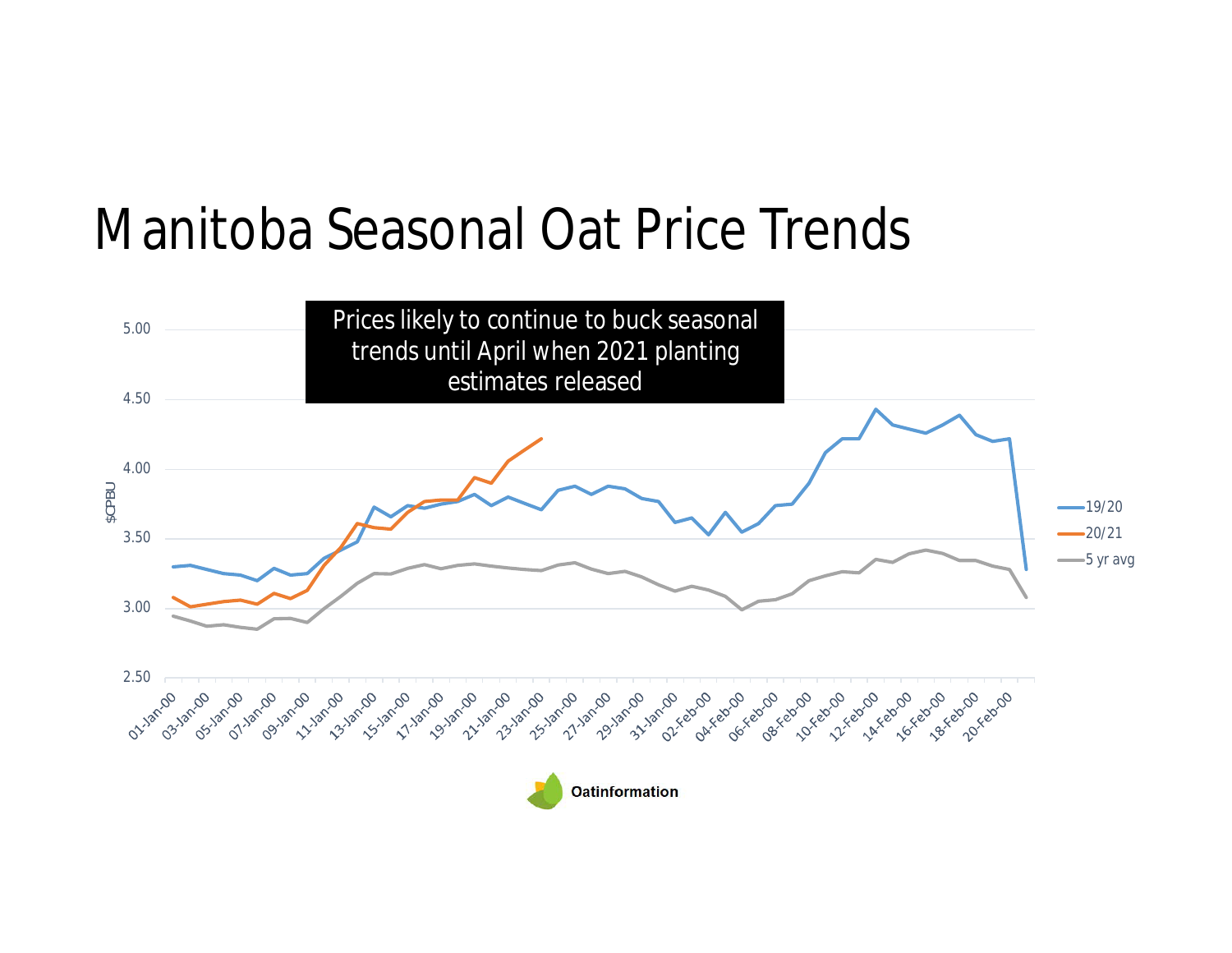# Manitoba Seasonal Oat Price Trends

Prices likely to continue to buck seasonal trends until April when 2021 planting estimates released

$CPBU

5.00
4.50
4.00
3.50
3.00
2.50

01-Jan-00, 03-Jan-00, 05-Jan-00, 07-Jan-00, 09-Jan-00, 11-Jan-00, 13-Jan-00, 15-Jan-00, 17-Jan-00, 19-Jan-00, 21-Jan-00, 23-Jan-00, 25-Jan-00, 27-Jan-00, 29-Jan-00, 31-Jan-00, 02-Feb-00, 04-Feb-00, 06-Feb-00, 08-Feb-00, 10-Feb-00, 12-Feb-00, 14-Feb-00, 16-Feb-00, 18-Feb-00, 20-Feb-00

19/20
20/21
5 yr avg

Oatinformation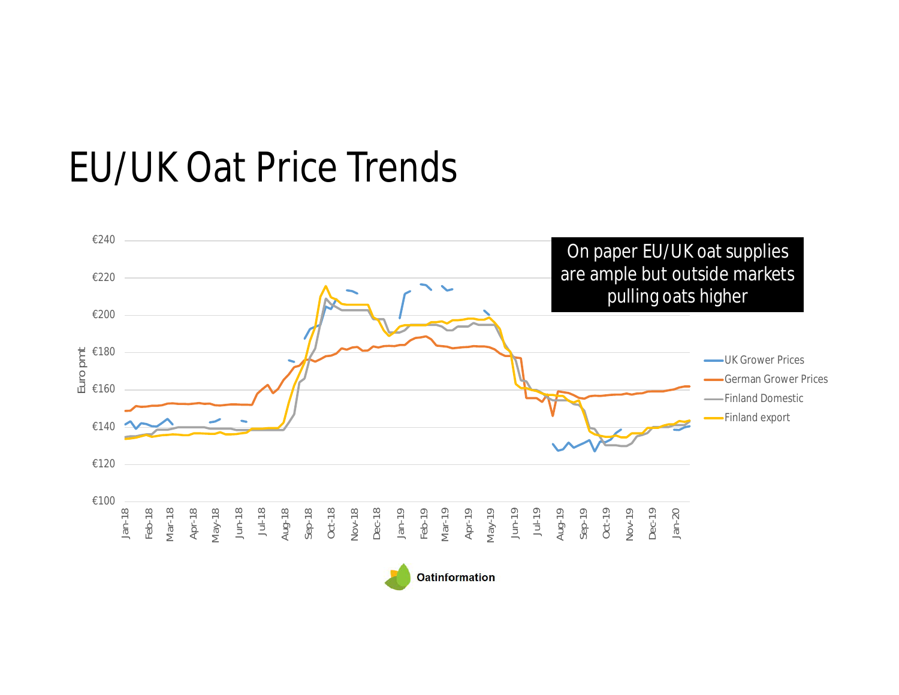# EU/UK Oat Price Trends

On paper EU/UK oat supplies are ample but outside markets pulling oats higher

Euro pmt

€240
€220
€200
€180
€160
€140
€120
€100

Jan-18, Feb-18, Mar-18, Apr-18, May-18, Jun-18, Jul-18, Aug-18, Sep-18, Oct-18, Nov-18, Dec-18, Jan-19, Feb-19, Mar-19, Apr-19, May-19, Jun-19, Jul-19, Aug-19, Sep-19, Oct-19, Nov-19, Dec-19, Jan-20

- UK Grower Prices
- German Grower Prices
- Finland Domestic
- Finland export

Oatinformation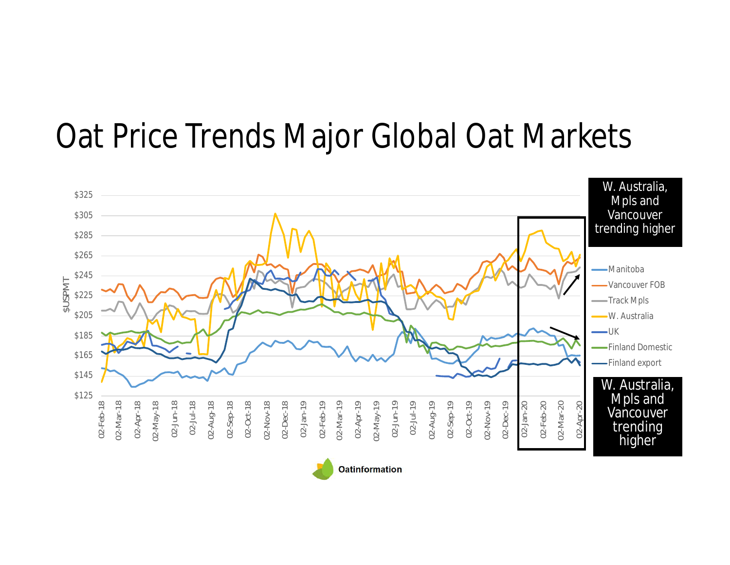# Oat Price Trends Major Global Oat Markets

$USPMT

$325
$305
$285
$265
$245
$225
$205
$185
$165
$145
$125

02-Feb-18, 02-Mar-18, 02-Apr-18, 02-May-18, 02-Jun-18, 02-Jul-18, 02-Aug-18, 02-Sep-18, 02-Oct-18, 02-Nov-18, 02-Dec-18, 02-Jan-19, 02-Feb-19, 02-Mar-19, 02-Apr-19, 02-May-19, 02-Jun-19, 02-Jul-19, 02-Aug-19, 02-Sep-19, 02-Oct-19, 02-Nov-19, 02-Dec-19, 02-Jan-20, 02-Feb-20, 02-Mar-20, 02-Apr-20

- Manitoba
- Vancouver FOB
- Track Mpls
- W. Australia
- UK
- Finland Domestic
- Finland export

W. Australia, Mpls and Vancouver trending higher

W. Australia, Mpls and Vancouver trending higher

Oatinformation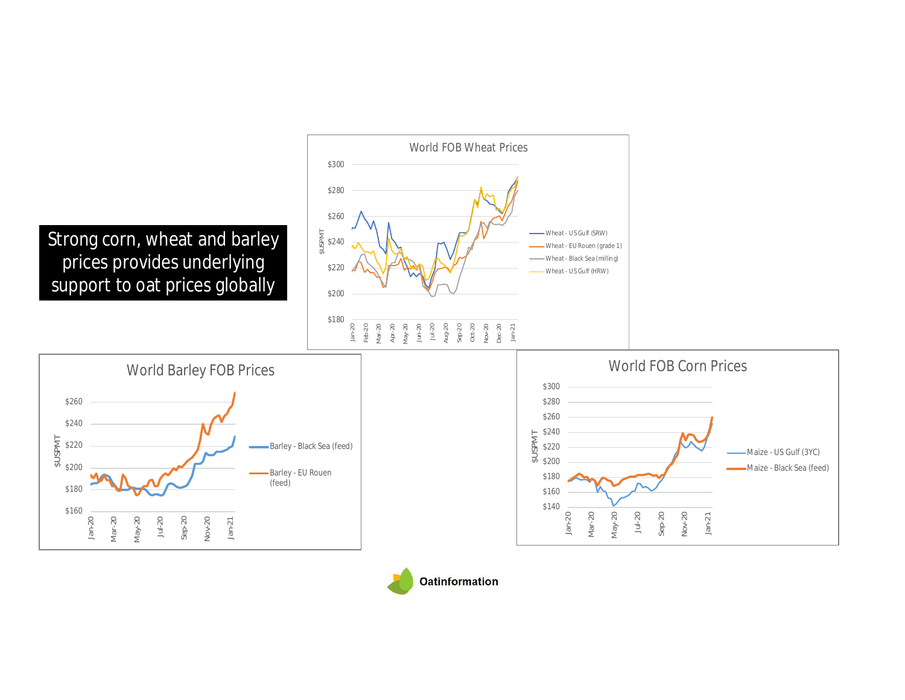Strong corn, wheat and barley prices provides underlying support to oat prices globally

World FOB Wheat Prices

- Wheat - US Gulf (SRW)
- Wheat - EU Rouen (grade 1)
- Wheat - Black Sea (milling)
- Wheat - US Gulf (HRW)

World Barley FOB Prices

- Barley - Black Sea (feed)
- Barley - EU Rouen (feed)

World FOB Corn Prices

- Maize - US Gulf (3YC)
- Maize - Black Sea (feed)

Oatinformation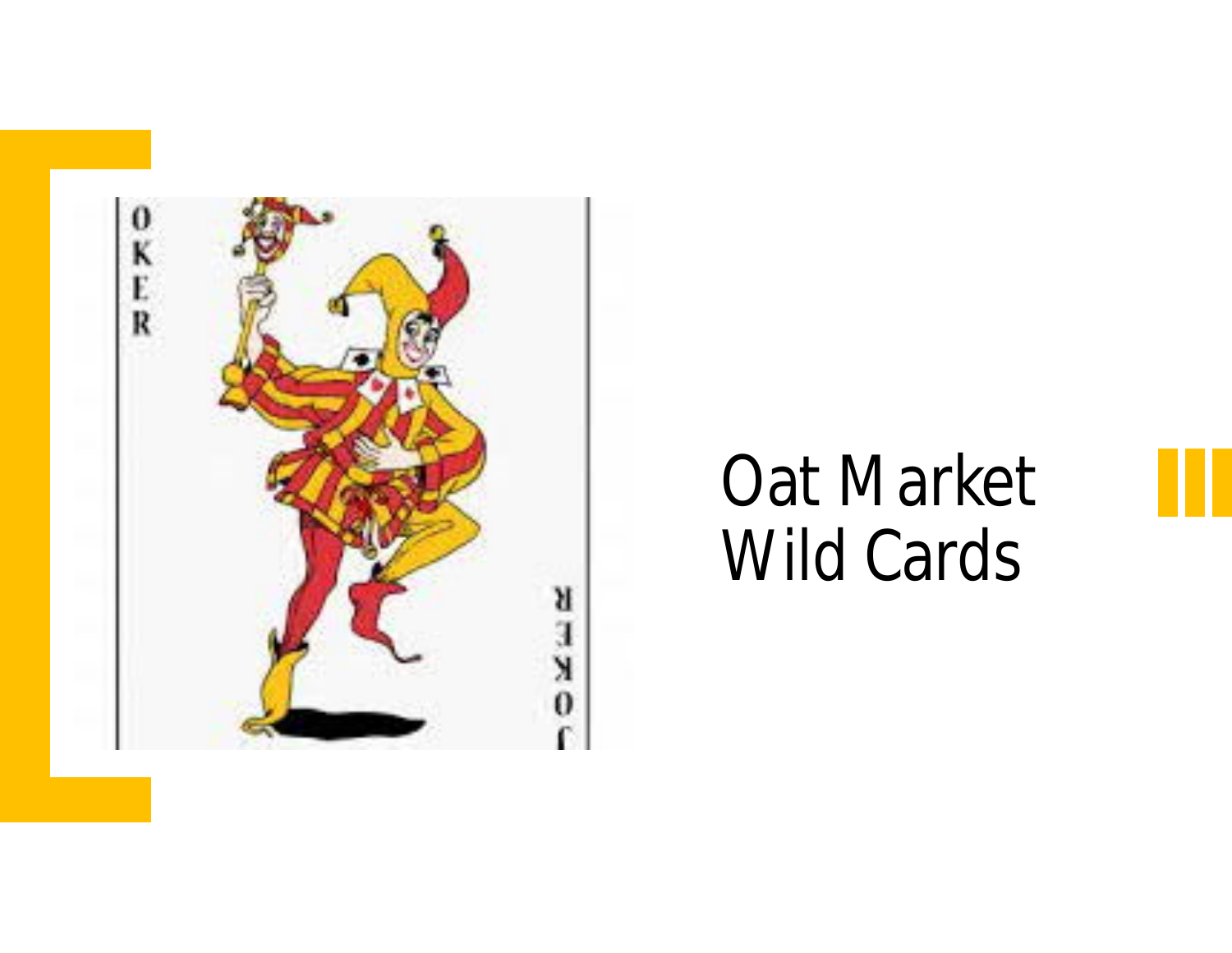# Oat Market Wild Cards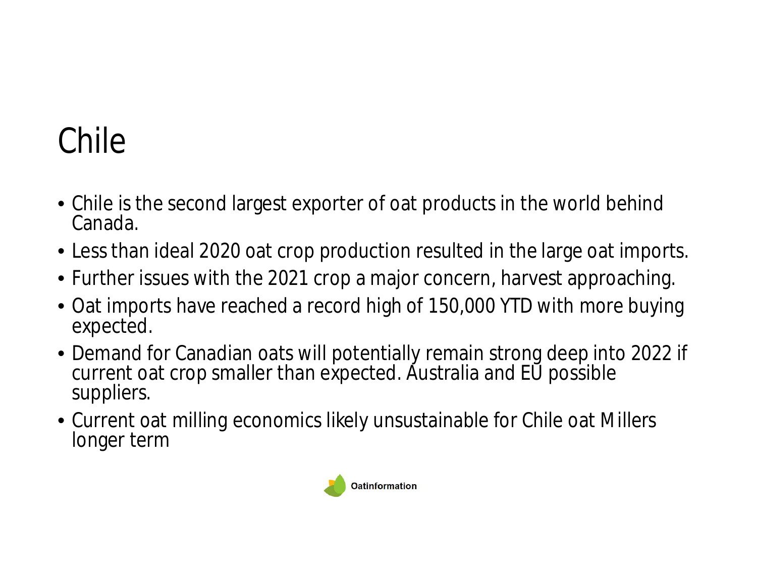# Chile

- Chile is the second largest exporter of oat products in the world behind Canada.
- Less than ideal 2020 oat crop production resulted in the large oat imports.
- Further issues with the 2021 crop a major concern, harvest approaching.
- Oat imports have reached a record high of 150,000 YTD with more buying expected.
- Demand for Canadian oats will potentially remain strong deep into 2022 if current oat crop smaller than expected. Australia and EU possible suppliers.
- Current oat milling economics likely unsustainable for Chile oat Millers longer term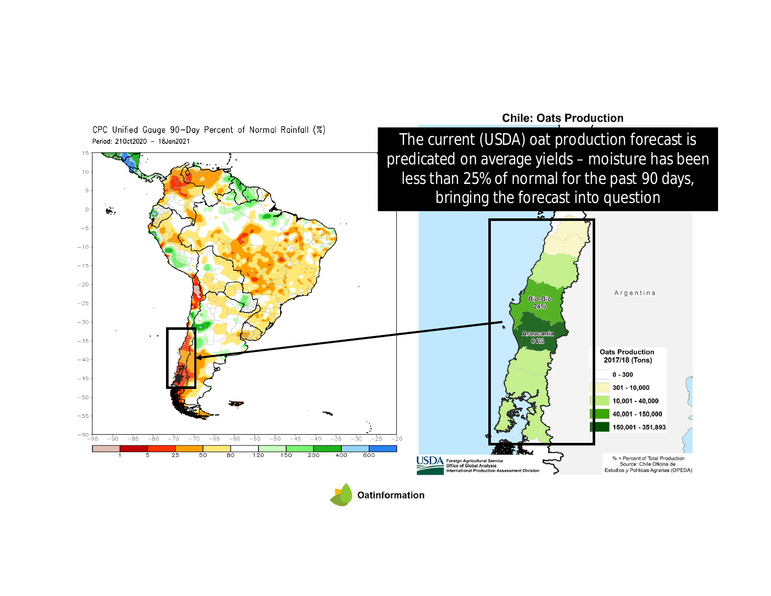CPC Unified Gauge 90–Day Percent of Normal Rainfall (%)
Period: 21Oct2020 – 18Jan2021

1 | 5 | 25 | 50 | 80 | 120 | 150 | 200 | 400 | 600

## Chile: Oats Production

**The current (USDA) oat production forecast is predicated on average yields – moisture has been less than 25% of normal for the past 90 days, bringing the forecast into question**

Argentina

Bio-Bio 24%

Araucania 64%

**Oats Production 2017/18 (Tons)**

- 0 - 300
- 301 - 10,000
- 10,001 - 40,000
- 40,001 - 150,000
- 150,001 - 351,893

USDA Foreign Agricultural Service, Office of Global Analysis, International Production Assessment Division

% = Percent of Total Production
Source: Chile Oficina de Estudios y Politicas Agrarias (OPEDA)

Oatinformation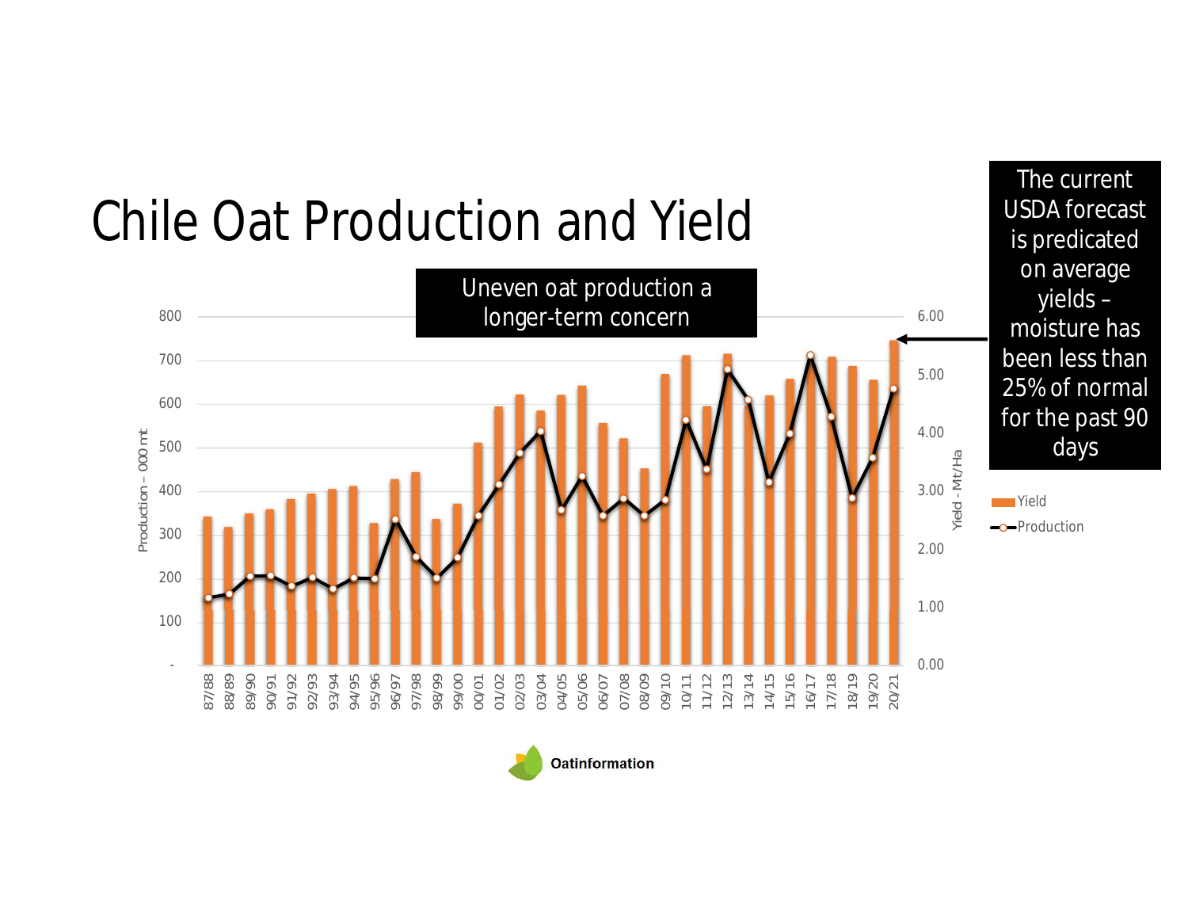# Chile Oat Production and Yield

Uneven oat production a longer-term concern

The current USDA forecast is predicated on average yields – moisture has been less than 25% of normal for the past 90 days

Oatinformation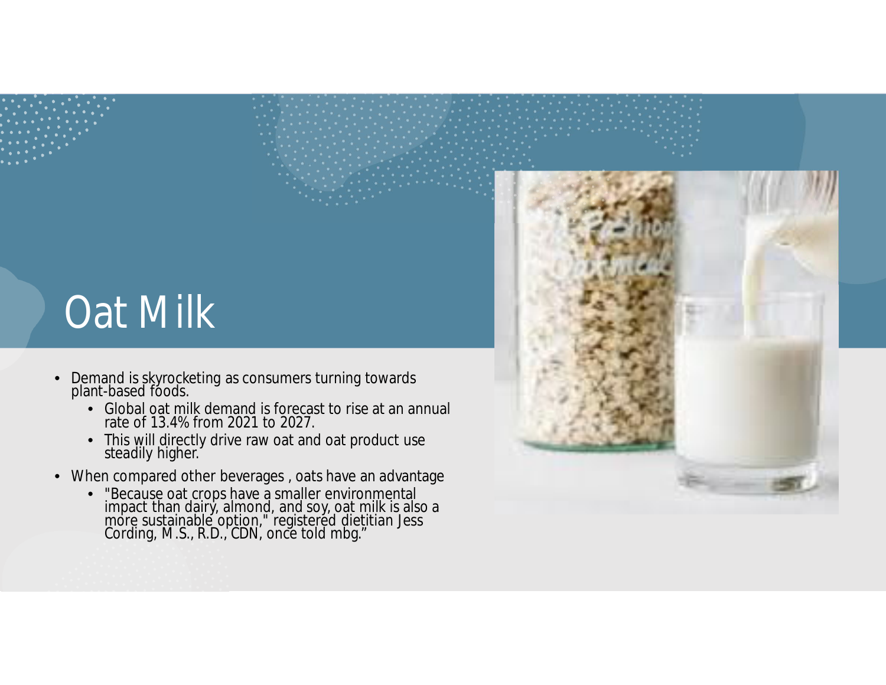# Oat Milk

- Demand is skyrocketing as consumers turning towards plant-based foods.
  - Global oat milk demand is forecast to rise at an annual rate of 13.4% from 2021 to 2027.
  - This will directly drive raw oat and oat product use steadily higher.
- When compared other beverages , oats have an advantage
  - "Because oat crops have a smaller environmental impact than dairy, almond, and soy, oat milk is also a more sustainable option," registered dietitian Jess Cording, M.S., R.D., CDN, once told mbg."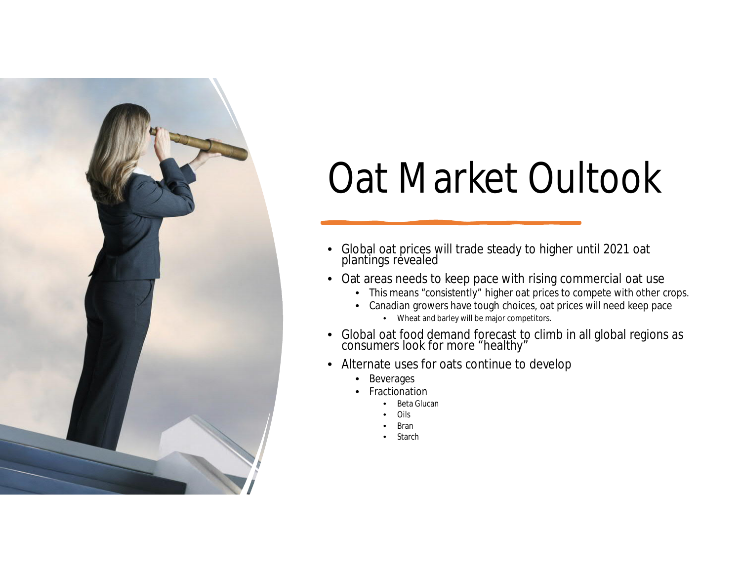# Oat Market Oultook

- Global oat prices will trade steady to higher until 2021 oat plantings revealed
- Oat areas needs to keep pace with rising commercial oat use
  - This means "consistently" higher oat prices to compete with other crops.
  - Canadian growers have tough choices, oat prices will need keep pace
    - Wheat and barley will be major competitors.
- Global oat food demand forecast to climb in all global regions as consumers look for more "healthy"
- Alternate uses for oats continue to develop
  - Beverages
  - Fractionation
    - Beta Glucan
    - Oils
    - Bran
    - Starch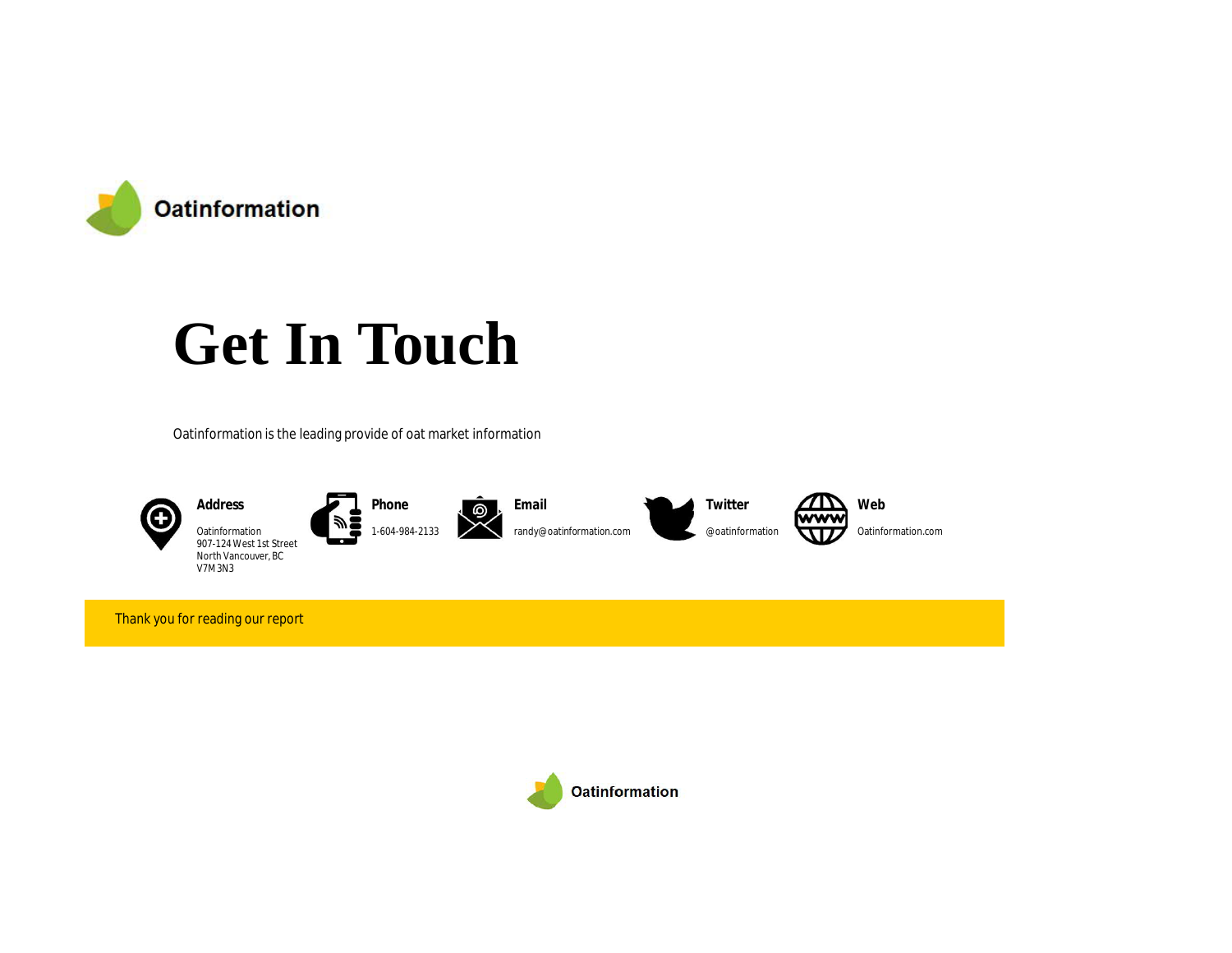Oatinformation

# Get In Touch

Oatinformation is the leading provide of oat market information

**Address**

Oatinformation
907-124 West 1st Street
North Vancouver, BC
V7M 3N3

**Phone**

1-604-984-2133

**Email**

randy@oatinformation.com

**Twitter**

@oatinformation

**Web**

Oatinformation.com

Thank you for reading our report

Oatinformation